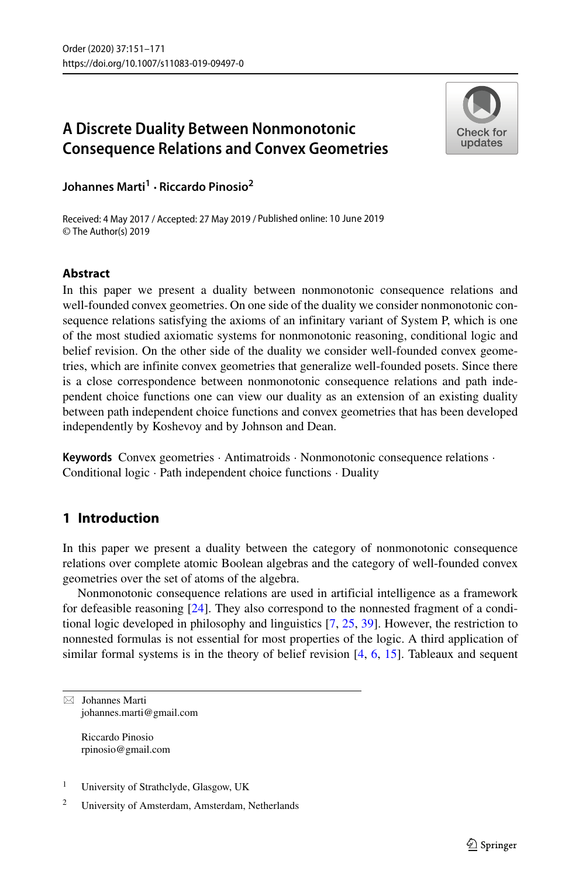# A Discrete Duality Between Nonmonotonic Consequence Relations and Convex Geometries

**Johannes Marti[1] · Riccardo Pinosio[2]**

Received: 4 May 2017 / Accepted: 27 May 2019 / Published online: 10 June 2019
© The Author(s) 2019

## Abstract

In this paper we present a duality between nonmonotonic consequence relations and well-founded convex geometries. On one side of the duality we consider nonmonotonic consequence relations satisfying the axioms of an infinitary variant of System P, which is one of the most studied axiomatic systems for nonmonotonic reasoning, conditional logic and belief revision. On the other side of the duality we consider well-founded convex geometries, which are infinite convex geometries that generalize well-founded posets. Since there is a close correspondence between nonmonotonic consequence relations and path independent choice functions one can view our duality as an extension of an existing duality between path independent choice functions and convex geometries that has been developed independently by Koshevoy and by Johnson and Dean.

**Keywords** Convex geometries · Antimatroids · Nonmonotonic consequence relations · Conditional logic · Path independent choice functions · Duality

## 1 Introduction

In this paper we present a duality between the category of nonmonotonic consequence relations over complete atomic Boolean algebras and the category of well-founded convex geometries over the set of atoms of the algebra.

Nonmonotonic consequence relations are used in artificial intelligence as a framework for defeasible reasoning [24]. They also correspond to the nonnested fragment of a conditional logic developed in philosophy and linguistics [7, 25, 39]. However, the restriction to nonnested formulas is not essential for most properties of the logic. A third application of similar formal systems is in the theory of belief revision [4, 6, 15]. Tableaux and sequent

---

✉ Johannes Marti
johannes.marti@gmail.com

Riccardo Pinosio
rpinosio@gmail.com

[1] University of Strathclyde, Glasgow, UK

[2] University of Amsterdam, Amsterdam, Netherlands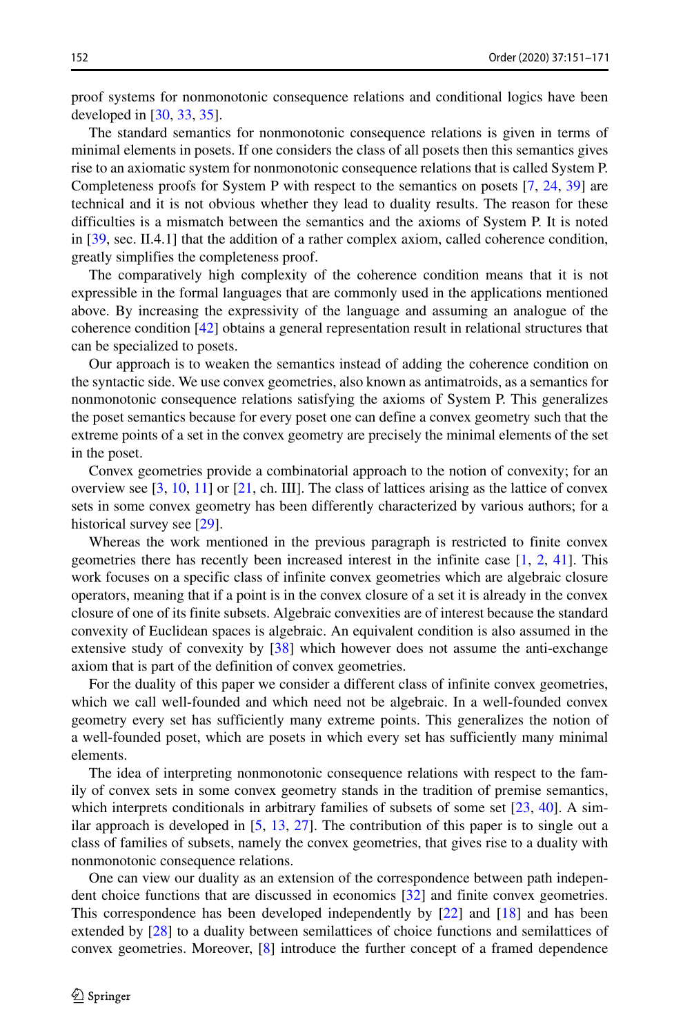proof systems for nonmonotonic consequence relations and conditional logics have been developed in [30, 33, 35].

The standard semantics for nonmonotonic consequence relations is given in terms of minimal elements in posets. If one considers the class of all posets then this semantics gives rise to an axiomatic system for nonmonotonic consequence relations that is called System P. Completeness proofs for System P with respect to the semantics on posets [7, 24, 39] are technical and it is not obvious whether they lead to duality results. The reason for these difficulties is a mismatch between the semantics and the axioms of System P. It is noted in [39, sec. II.4.1] that the addition of a rather complex axiom, called coherence condition, greatly simplifies the completeness proof.

The comparatively high complexity of the coherence condition means that it is not expressible in the formal languages that are commonly used in the applications mentioned above. By increasing the expressivity of the language and assuming an analogue of the coherence condition [42] obtains a general representation result in relational structures that can be specialized to posets.

Our approach is to weaken the semantics instead of adding the coherence condition on the syntactic side. We use convex geometries, also known as antimatroids, as a semantics for nonmonotonic consequence relations satisfying the axioms of System P. This generalizes the poset semantics because for every poset one can define a convex geometry such that the extreme points of a set in the convex geometry are precisely the minimal elements of the set in the poset.

Convex geometries provide a combinatorial approach to the notion of convexity; for an overview see [3, 10, 11] or [21, ch. III]. The class of lattices arising as the lattice of convex sets in some convex geometry has been differently characterized by various authors; for a historical survey see [29].

Whereas the work mentioned in the previous paragraph is restricted to finite convex geometries there has recently been increased interest in the infinite case [1, 2, 41]. This work focuses on a specific class of infinite convex geometries which are algebraic closure operators, meaning that if a point is in the convex closure of a set it is already in the convex closure of one of its finite subsets. Algebraic convexities are of interest because the standard convexity of Euclidean spaces is algebraic. An equivalent condition is also assumed in the extensive study of convexity by [38] which however does not assume the anti-exchange axiom that is part of the definition of convex geometries.

For the duality of this paper we consider a different class of infinite convex geometries, which we call well-founded and which need not be algebraic. In a well-founded convex geometry every set has sufficiently many extreme points. This generalizes the notion of a well-founded poset, which are posets in which every set has sufficiently many minimal elements.

The idea of interpreting nonmonotonic consequence relations with respect to the family of convex sets in some convex geometry stands in the tradition of premise semantics, which interprets conditionals in arbitrary families of subsets of some set [23, 40]. A similar approach is developed in [5, 13, 27]. The contribution of this paper is to single out a class of families of subsets, namely the convex geometries, that gives rise to a duality with nonmonotonic consequence relations.

One can view our duality as an extension of the correspondence between path independent choice functions that are discussed in economics [32] and finite convex geometries. This correspondence has been developed independently by [22] and [18] and has been extended by [28] to a duality between semilattices of choice functions and semilattices of convex geometries. Moreover, [8] introduce the further concept of a framed dependence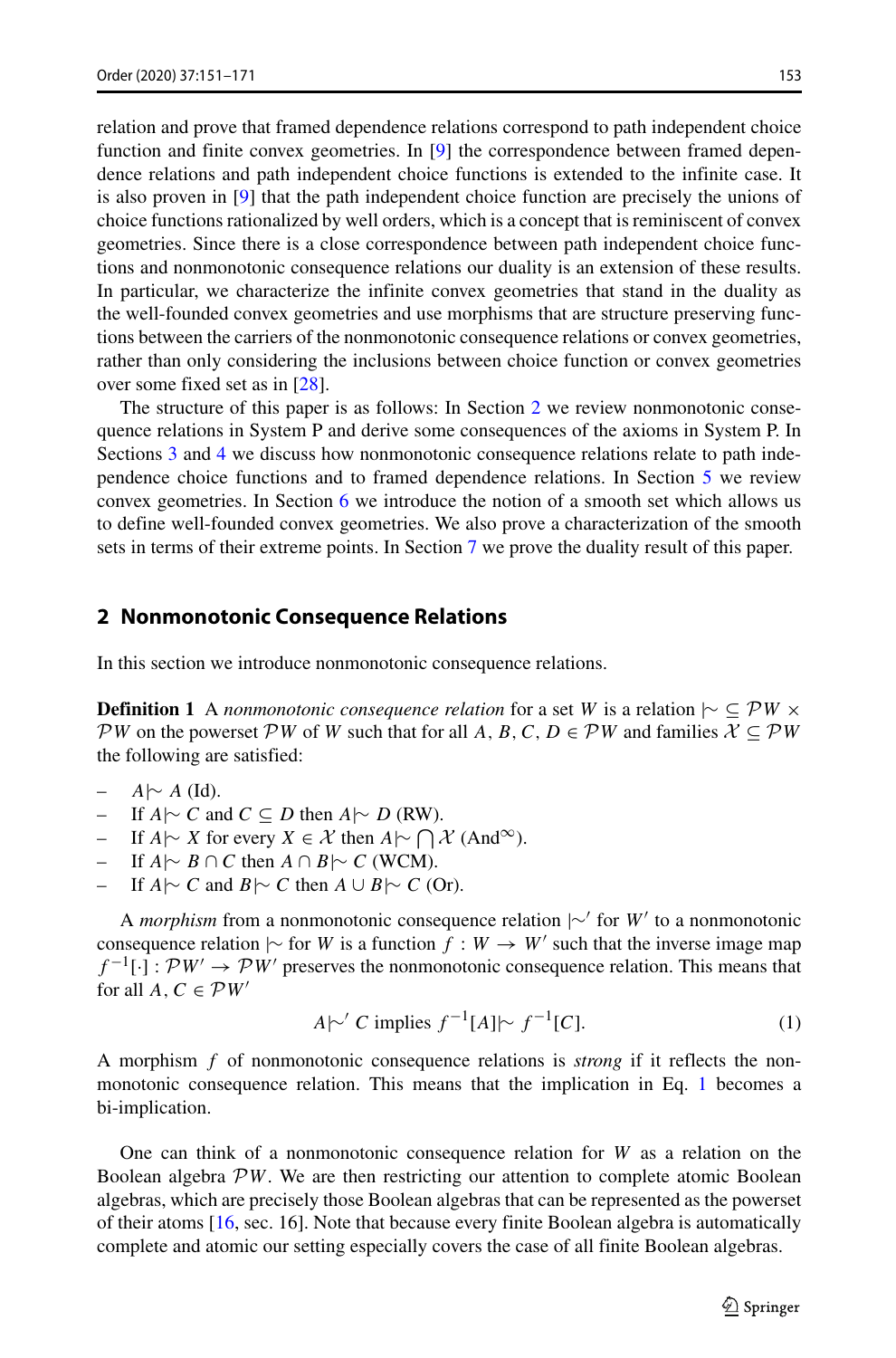relation and prove that framed dependence relations correspond to path independent choice function and finite convex geometries. In [9] the correspondence between framed dependence relations and path independent choice functions is extended to the infinite case. It is also proven in [9] that the path independent choice function are precisely the unions of choice functions rationalized by well orders, which is a concept that is reminiscent of convex geometries. Since there is a close correspondence between path independent choice functions and nonmonotonic consequence relations our duality is an extension of these results. In particular, we characterize the infinite convex geometries that stand in the duality as the well-founded convex geometries and use morphisms that are structure preserving functions between the carriers of the nonmonotonic consequence relations or convex geometries, rather than only considering the inclusions between choice function or convex geometries over some fixed set as in [28].

The structure of this paper is as follows: In Section 2 we review nonmonotonic consequence relations in System P and derive some consequences of the axioms in System P. In Sections 3 and 4 we discuss how nonmonotonic consequence relations relate to path independence choice functions and to framed dependence relations. In Section 5 we review convex geometries. In Section 6 we introduce the notion of a smooth set which allows us to define well-founded convex geometries. We also prove a characterization of the smooth sets in terms of their extreme points. In Section 7 we prove the duality result of this paper.

## 2 Nonmonotonic Consequence Relations

In this section we introduce nonmonotonic consequence relations.

**Definition 1** A *nonmonotonic consequence relation* for a set $W$ is a relation $\mid\!\sim\, \subseteq \mathcal{P}W \times \mathcal{P}W$ on the powerset $\mathcal{P}W$ of $W$ such that for all $A, B, C, D \in \mathcal{P}W$ and families $\mathcal{X} \subseteq \mathcal{P}W$ the following are satisfied:

- $A \mid\!\sim A$ (Id).
- If $A \mid\!\sim C$ and $C \subseteq D$ then $A \mid\!\sim D$ (RW).
- If $A \mid\!\sim X$ for every $X \in \mathcal{X}$ then $A \mid\!\sim \bigcap \mathcal{X}$ (And$^{\infty}$).
- If $A \mid\!\sim B \cap C$ then $A \cap B \mid\!\sim C$ (WCM).
- If $A \mid\!\sim C$ and $B \mid\!\sim C$ then $A \cup B \mid\!\sim C$ (Or).

A *morphism* from a nonmonotonic consequence relation $\mid\!\sim'$ for $W'$ to a nonmonotonic consequence relation $\mid\!\sim$ for $W$ is a function $f : W \to W'$ such that the inverse image map $f^{-1}[\cdot] : \mathcal{P}W' \to \mathcal{P}W'$ preserves the nonmonotonic consequence relation. This means that for all $A, C \in \mathcal{P}W'$

$$A \mid\!\sim' C \text{ implies } f^{-1}[A] \mid\!\sim f^{-1}[C]. \tag{1}$$

A morphism $f$ of nonmonotonic consequence relations is *strong* if it reflects the nonmonotonic consequence relation. This means that the implication in Eq. 1 becomes a bi-implication.

One can think of a nonmonotonic consequence relation for $W$ as a relation on the Boolean algebra $\mathcal{P}W$. We are then restricting our attention to complete atomic Boolean algebras, which are precisely those Boolean algebras that can be represented as the powerset of their atoms [16, sec. 16]. Note that because every finite Boolean algebra is automatically complete and atomic our setting especially covers the case of all finite Boolean algebras.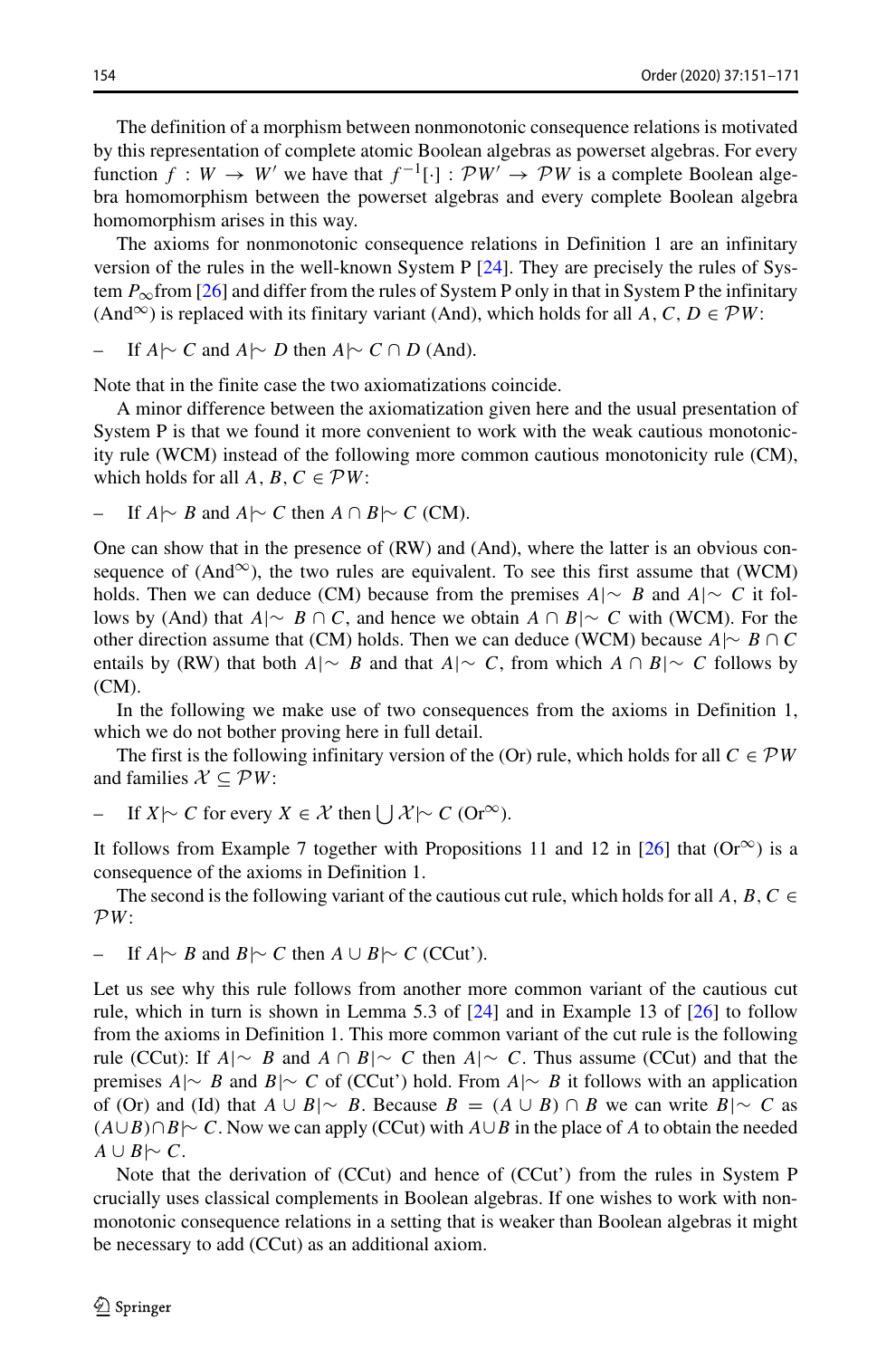The definition of a morphism between nonmonotonic consequence relations is motivated by this representation of complete atomic Boolean algebras as powerset algebras. For every function $f : W \to W'$ we have that $f^{-1}[\cdot] : \mathcal{P}W' \to \mathcal{P}W$ is a complete Boolean algebra homomorphism between the powerset algebras and every complete Boolean algebra homomorphism arises in this way.

The axioms for nonmonotonic consequence relations in Definition 1 are an infinitary version of the rules in the well-known System P [24]. They are precisely the rules of System $P_\infty$ from [26] and differ from the rules of System P only in that in System P the infinitary (And$^\infty$) is replaced with its finitary variant (And), which holds for all $A, C, D \in \mathcal{P}W$:

– If $A \mid\!\sim C$ and $A \mid\!\sim D$ then $A \mid\!\sim C \cap D$ (And).

Note that in the finite case the two axiomatizations coincide.

A minor difference between the axiomatization given here and the usual presentation of System P is that we found it more convenient to work with the weak cautious monotonicity rule (WCM) instead of the following more common cautious monotonicity rule (CM), which holds for all $A, B, C \in \mathcal{P}W$:

– If $A \mid\!\sim B$ and $A \mid\!\sim C$ then $A \cap B \mid\!\sim C$ (CM).

One can show that in the presence of (RW) and (And), where the latter is an obvious consequence of (And$^\infty$), the two rules are equivalent. To see this first assume that (WCM) holds. Then we can deduce (CM) because from the premises $A \mid\!\sim B$ and $A \mid\!\sim C$ it follows by (And) that $A \mid\!\sim B \cap C$, and hence we obtain $A \cap B \mid\!\sim C$ with (WCM). For the other direction assume that (CM) holds. Then we can deduce (WCM) because $A \mid\!\sim B \cap C$ entails by (RW) that both $A \mid\!\sim B$ and that $A \mid\!\sim C$, from which $A \cap B \mid\!\sim C$ follows by (CM).

In the following we make use of two consequences from the axioms in Definition 1, which we do not bother proving here in full detail.

The first is the following infinitary version of the (Or) rule, which holds for all $C \in \mathcal{P}W$ and families $\mathcal{X} \subseteq \mathcal{P}W$:

– If $X \mid\!\sim C$ for every $X \in \mathcal{X}$ then $\bigcup \mathcal{X} \mid\!\sim C$ (Or$^\infty$).

It follows from Example 7 together with Propositions 11 and 12 in [26] that (Or$^\infty$) is a consequence of the axioms in Definition 1.

The second is the following variant of the cautious cut rule, which holds for all $A, B, C \in \mathcal{P}W$:

– If $A \mid\!\sim B$ and $B \mid\!\sim C$ then $A \cup B \mid\!\sim C$ (CCut').

Let us see why this rule follows from another more common variant of the cautious cut rule, which in turn is shown in Lemma 5.3 of [24] and in Example 13 of [26] to follow from the axioms in Definition 1. This more common variant of the cut rule is the following rule (CCut): If $A \mid\!\sim B$ and $A \cap B \mid\!\sim C$ then $A \mid\!\sim C$. Thus assume (CCut) and that the premises $A \mid\!\sim B$ and $B \mid\!\sim C$ of (CCut') hold. From $A \mid\!\sim B$ it follows with an application of (Or) and (Id) that $A \cup B \mid\!\sim B$. Because $B = (A \cup B) \cap B$ we can write $B \mid\!\sim C$ as $(A \cup B) \cap B \mid\!\sim C$. Now we can apply (CCut) with $A \cup B$ in the place of $A$ to obtain the needed $A \cup B \mid\!\sim C$.

Note that the derivation of (CCut) and hence of (CCut') from the rules in System P crucially uses classical complements in Boolean algebras. If one wishes to work with nonmonotonic consequence relations in a setting that is weaker than Boolean algebras it might be necessary to add (CCut) as an additional axiom.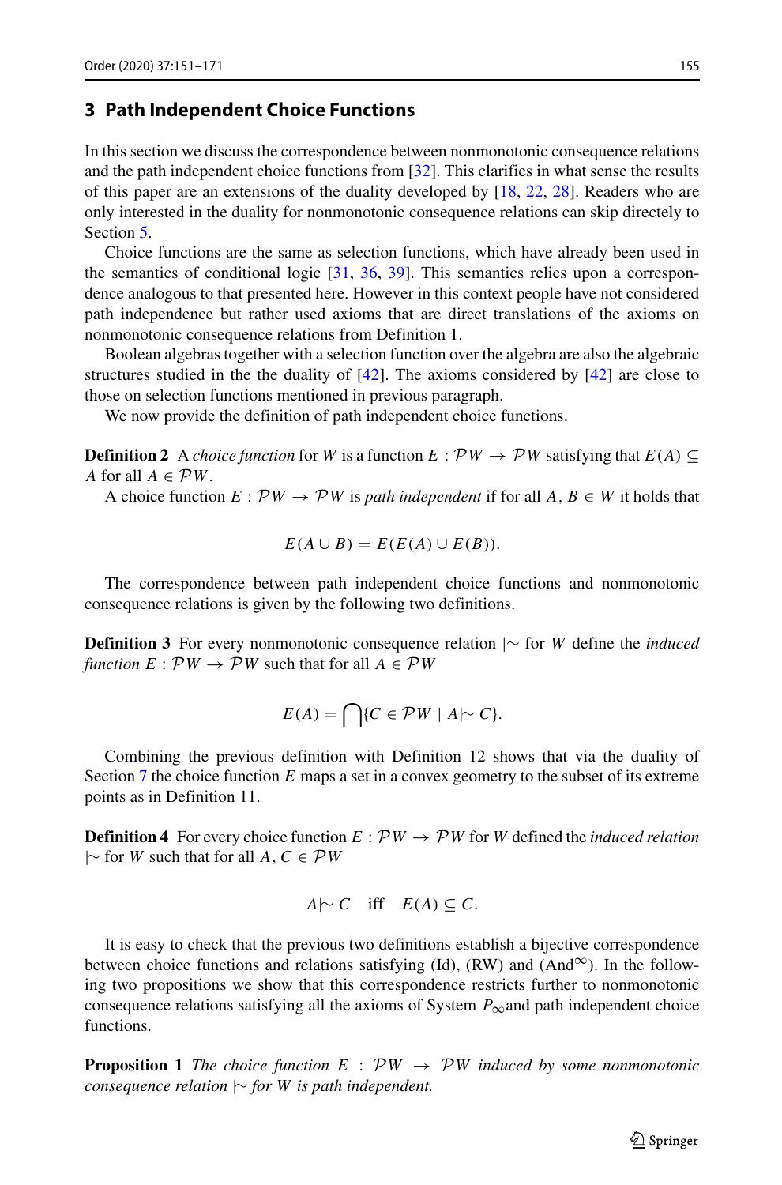## 3 Path Independent Choice Functions

In this section we discuss the correspondence between nonmonotonic consequence relations and the path independent choice functions from [32]. This clarifies in what sense the results of this paper are an extensions of the duality developed by [18, 22, 28]. Readers who are only interested in the duality for nonmonotonic consequence relations can skip directely to Section 5.

Choice functions are the same as selection functions, which have already been used in the semantics of conditional logic [31, 36, 39]. This semantics relies upon a correspondence analogous to that presented here. However in this context people have not considered path independence but rather used axioms that are direct translations of the axioms on nonmonotonic consequence relations from Definition 1.

Boolean algebras together with a selection function over the algebra are also the algebraic structures studied in the the duality of [42]. The axioms considered by [42] are close to those on selection functions mentioned in previous paragraph.

We now provide the definition of path independent choice functions.

**Definition 2** A *choice function* for $W$ is a function $E : \mathcal{P}W \to \mathcal{P}W$ satisfying that $E(A) \subseteq A$ for all $A \in \mathcal{P}W$.

A choice function $E : \mathcal{P}W \to \mathcal{P}W$ is *path independent* if for all $A, B \in W$ it holds that

$$E(A \cup B) = E(E(A) \cup E(B)).$$

The correspondence between path independent choice functions and nonmonotonic consequence relations is given by the following two definitions.

**Definition 3** For every nonmonotonic consequence relation $|\!\sim$ for $W$ define the *induced function* $E : \mathcal{P}W \to \mathcal{P}W$ such that for all $A \in \mathcal{P}W$

$$E(A) = \bigcap\{C \in \mathcal{P}W \mid A |\!\sim C\}.$$

Combining the previous definition with Definition 12 shows that via the duality of Section 7 the choice function $E$ maps a set in a convex geometry to the subset of its extreme points as in Definition 11.

**Definition 4** For every choice function $E : \mathcal{P}W \to \mathcal{P}W$ for $W$ defined the *induced relation* $|\!\sim$ for $W$ such that for all $A, C \in \mathcal{P}W$

$$A |\!\sim C \quad \text{iff} \quad E(A) \subseteq C.$$

It is easy to check that the previous two definitions establish a bijective correspondence between choice functions and relations satisfying (Id), (RW) and (And$^\infty$). In the following two propositions we show that this correspondence restricts further to nonmonotonic consequence relations satisfying all the axioms of System $P_\infty$and path independent choice functions.

**Proposition 1** *The choice function $E : \mathcal{P}W \to \mathcal{P}W$ induced by some nonmonotonic consequence relation $|\!\sim$ for $W$ is path independent.*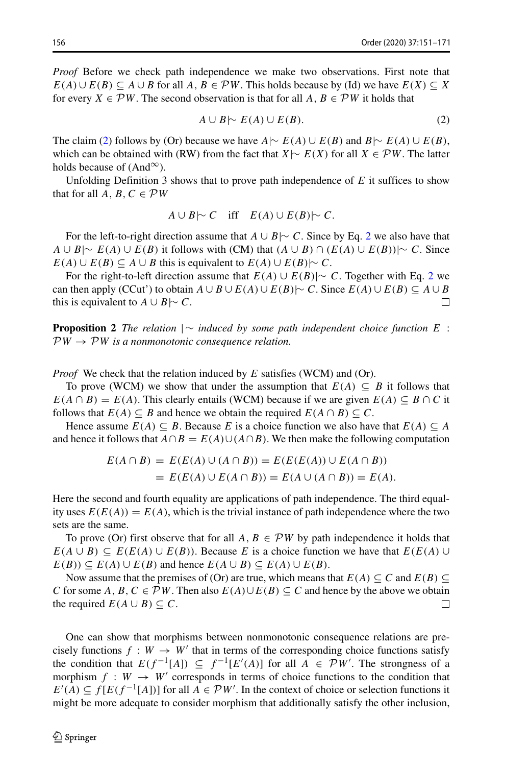*Proof* Before we check path independence we make two observations. First note that $E(A) \cup E(B) \subseteq A \cup B$ for all $A, B \in \mathcal{P}W$. This holds because by (Id) we have $E(X) \subseteq X$ for every $X \in \mathcal{P}W$. The second observation is that for all $A, B \in \mathcal{P}W$ it holds that

$$A \cup B \mid\!\sim E(A) \cup E(B). \tag{2}$$

The claim (2) follows by (Or) because we have $A \mid\!\sim E(A) \cup E(B)$ and $B \mid\!\sim E(A) \cup E(B)$, which can be obtained with (RW) from the fact that $X \mid\!\sim E(X)$ for all $X \in \mathcal{P}W$. The latter holds because of (And$^\infty$).

Unfolding Definition 3 shows that to prove path independence of $E$ it suffices to show that for all $A, B, C \in \mathcal{P}W$

$$A \cup B \mid\!\sim C \quad \text{iff} \quad E(A) \cup E(B) \mid\!\sim C.$$

For the left-to-right direction assume that $A \cup B \mid\!\sim C$. Since by Eq. 2 we also have that $A \cup B \mid\!\sim E(A) \cup E(B)$ it follows with (CM) that $(A \cup B) \cap (E(A) \cup E(B)) \mid\!\sim C$. Since $E(A) \cup E(B) \subseteq A \cup B$ this is equivalent to $E(A) \cup E(B) \mid\!\sim C$.

For the right-to-left direction assume that $E(A) \cup E(B) \mid\!\sim C$. Together with Eq. 2 we can then apply (CCut') to obtain $A \cup B \cup E(A) \cup E(B) \mid\!\sim C$. Since $E(A) \cup E(B) \subseteq A \cup B$ this is equivalent to $A \cup B \mid\!\sim C$. □

**Proposition 2** *The relation* $\mid\!\sim$ *induced by some path independent choice function* $E : \mathcal{P}W \to \mathcal{P}W$ *is a nonmonotonic consequence relation.*

*Proof* We check that the relation induced by $E$ satisfies (WCM) and (Or).

To prove (WCM) we show that under the assumption that $E(A) \subseteq B$ it follows that $E(A \cap B) = E(A)$. This clearly entails (WCM) because if we are given $E(A) \subseteq B \cap C$ it follows that $E(A) \subseteq B$ and hence we obtain the required $E(A \cap B) \subseteq C$.

Hence assume $E(A) \subseteq B$. Because $E$ is a choice function we also have that $E(A) \subseteq A$ and hence it follows that $A \cap B = E(A) \cup (A \cap B)$. We then make the following computation

$$\begin{aligned}
E(A \cap B) &= E(E(A) \cup (A \cap B)) = E(E(E(A)) \cup E(A \cap B)) \\
&= E(E(A) \cup E(A \cap B)) = E(A \cup (A \cap B)) = E(A).
\end{aligned}$$

Here the second and fourth equality are applications of path independence. The third equality uses $E(E(A)) = E(A)$, which is the trivial instance of path independence where the two sets are the same.

To prove (Or) first observe that for all $A, B \in \mathcal{P}W$ by path independence it holds that $E(A \cup B) \subseteq E(E(A) \cup E(B))$. Because $E$ is a choice function we have that $E(E(A) \cup E(B)) \subseteq E(A) \cup E(B)$ and hence $E(A \cup B) \subseteq E(A) \cup E(B)$.

Now assume that the premises of (Or) are true, which means that $E(A) \subseteq C$ and $E(B) \subseteq C$ for some $A, B, C \in \mathcal{P}W$. Then also $E(A) \cup E(B) \subseteq C$ and hence by the above we obtain the required $E(A \cup B) \subseteq C$. □

One can show that morphisms between nonmonotonic consequence relations are precisely functions $f : W \to W'$ that in terms of the corresponding choice functions satisfy the condition that $E(f^{-1}[A]) \subseteq f^{-1}[E'(A)]$ for all $A \in \mathcal{P}W'$. The strongness of a morphism $f : W \to W'$ corresponds in terms of choice functions to the condition that $E'(A) \subseteq f[E(f^{-1}[A])]$ for all $A \in \mathcal{P}W'$. In the context of choice or selection functions it might be more adequate to consider morphism that additionally satisfy the other inclusion,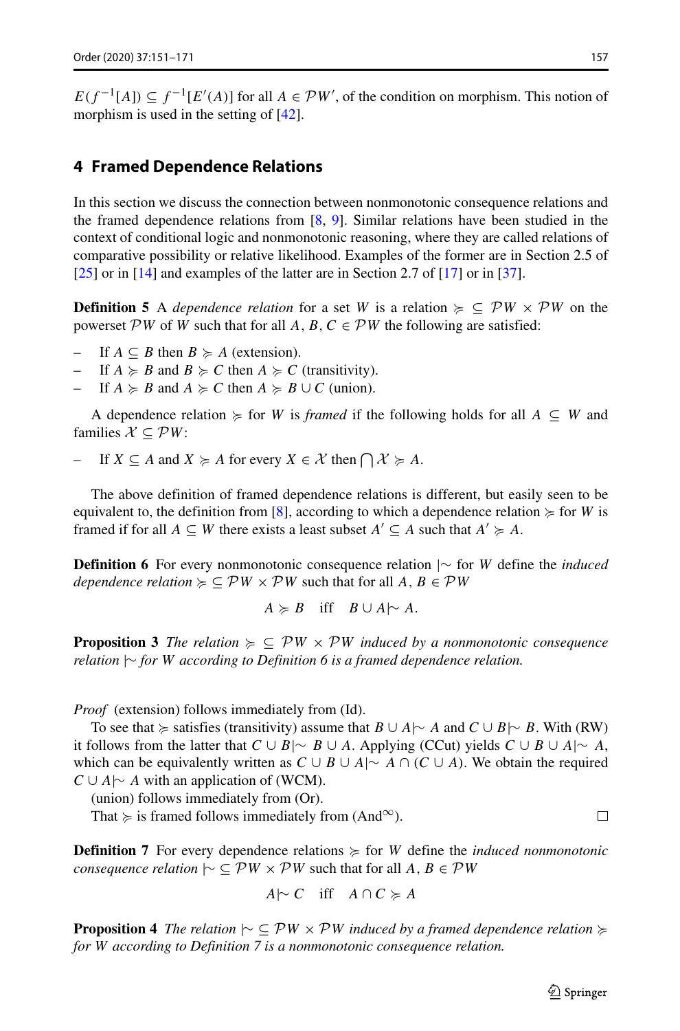$E(f^{-1}[A]) \subseteq f^{-1}[E'(A)]$ for all $A \in \mathcal{P}W'$, of the condition on morphism. This notion of morphism is used in the setting of [42].

## 4 Framed Dependence Relations

In this section we discuss the connection between nonmonotonic consequence relations and the framed dependence relations from [8, 9]. Similar relations have been studied in the context of conditional logic and nonmonotonic reasoning, where they are called relations of comparative possibility or relative likelihood. Examples of the former are in Section 2.5 of [25] or in [14] and examples of the latter are in Section 2.7 of [17] or in [37].

**Definition 5** A *dependence relation* for a set $W$ is a relation $\succcurlyeq \subseteq \mathcal{P}W \times \mathcal{P}W$ on the powerset $\mathcal{P}W$ of $W$ such that for all $A, B, C \in \mathcal{P}W$ the following are satisfied:

- If $A \subseteq B$ then $B \succcurlyeq A$ (extension).
- If $A \succcurlyeq B$ and $B \succcurlyeq C$ then $A \succcurlyeq C$ (transitivity).
- If $A \succcurlyeq B$ and $A \succcurlyeq C$ then $A \succcurlyeq B \cup C$ (union).

A dependence relation $\succcurlyeq$ for $W$ is *framed* if the following holds for all $A \subseteq W$ and families $\mathcal{X} \subseteq \mathcal{P}W$:

- If $X \subseteq A$ and $X \succcurlyeq A$ for every $X \in \mathcal{X}$ then $\bigcap \mathcal{X} \succcurlyeq A$.

The above definition of framed dependence relations is different, but easily seen to be equivalent to, the definition from [8], according to which a dependence relation $\succcurlyeq$ for $W$ is framed if for all $A \subseteq W$ there exists a least subset $A' \subseteq A$ such that $A' \succcurlyeq A$.

**Definition 6** For every nonmonotonic consequence relation $|\!\sim$ for $W$ define the *induced dependence relation* $\succcurlyeq \subseteq \mathcal{P}W \times \mathcal{P}W$ such that for all $A, B \in \mathcal{P}W$

$$A \succcurlyeq B \quad \text{iff} \quad B \cup A |\!\sim A.$$

**Proposition 3** *The relation $\succcurlyeq \subseteq \mathcal{P}W \times \mathcal{P}W$ induced by a nonmonotonic consequence relation $|\!\sim$ for $W$ according to Definition 6 is a framed dependence relation.*

*Proof* (extension) follows immediately from (Id).

To see that $\succcurlyeq$ satisfies (transitivity) assume that $B \cup A |\!\sim A$ and $C \cup B |\!\sim B$. With (RW) it follows from the latter that $C \cup B |\!\sim B \cup A$. Applying (CCut) yields $C \cup B \cup A |\!\sim A$, which can be equivalently written as $C \cup B \cup A |\!\sim A \cap (C \cup A)$. We obtain the required $C \cup A |\!\sim A$ with an application of (WCM).

(union) follows immediately from (Or).

That $\succcurlyeq$ is framed follows immediately from (And$^\infty$). □

**Definition 7** For every dependence relations $\succcurlyeq$ for $W$ define the *induced nonmonotonic consequence relation* $|\!\sim \subseteq \mathcal{P}W \times \mathcal{P}W$ such that for all $A, B \in \mathcal{P}W$

$$A |\!\sim C \quad \text{iff} \quad A \cap C \succcurlyeq A$$

**Proposition 4** *The relation $|\!\sim \subseteq \mathcal{P}W \times \mathcal{P}W$ induced by a framed dependence relation $\succcurlyeq$ for $W$ according to Definition 7 is a nonmonotonic consequence relation.*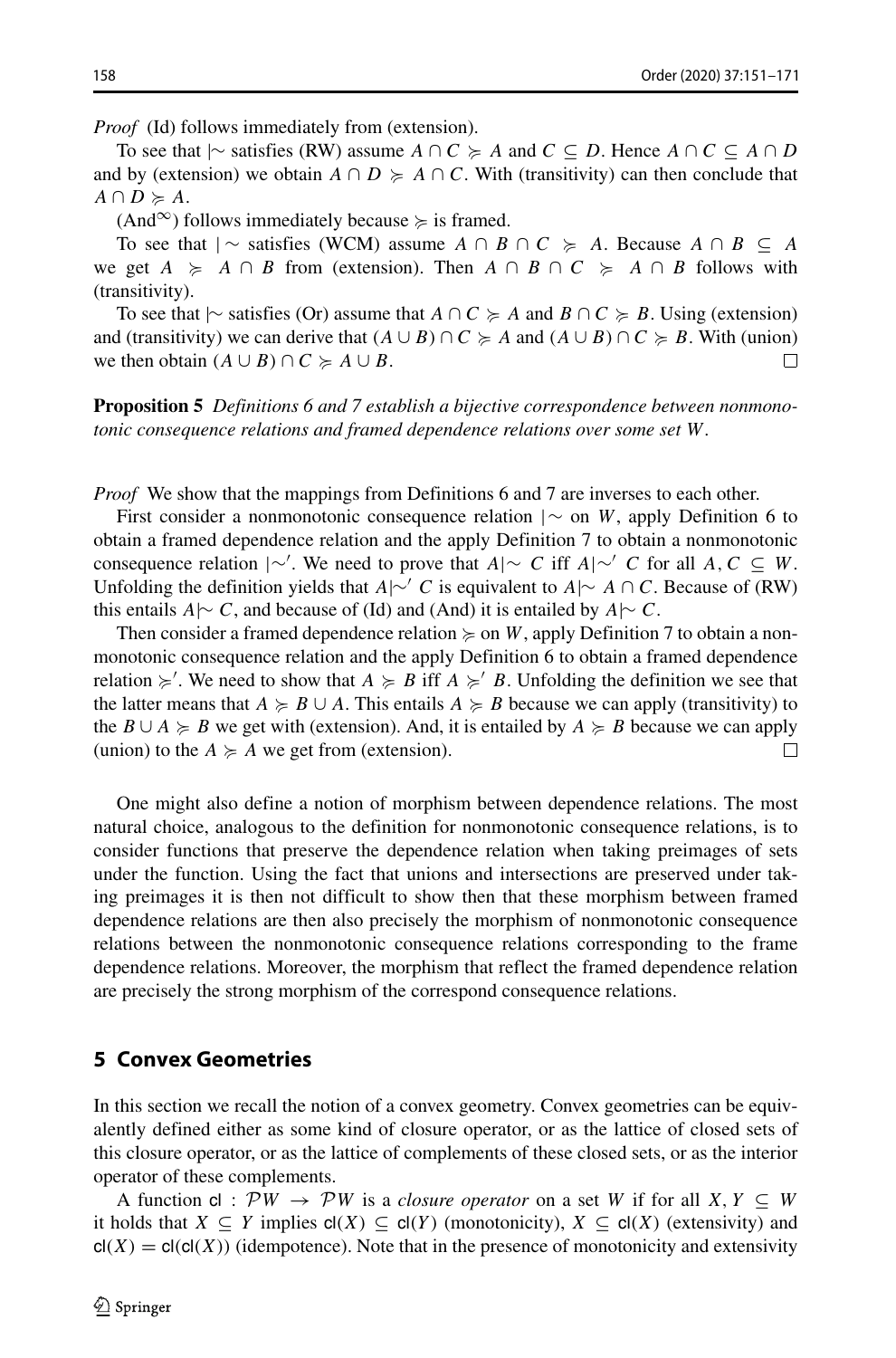*Proof* (Id) follows immediately from (extension).

To see that $|\!\sim$ satisfies (RW) assume $A \cap C \succcurlyeq A$ and $C \subseteq D$. Hence $A \cap C \subseteq A \cap D$ and by (extension) we obtain $A \cap D \succcurlyeq A \cap C$. With (transitivity) can then conclude that $A \cap D \succcurlyeq A$.

(And$^\infty$) follows immediately because $\succcurlyeq$ is framed.

To see that $|\!\sim$ satisfies (WCM) assume $A \cap B \cap C \succcurlyeq A$. Because $A \cap B \subseteq A$ we get $A \succcurlyeq A \cap B$ from (extension). Then $A \cap B \cap C \succcurlyeq A \cap B$ follows with (transitivity).

To see that $|\!\sim$ satisfies (Or) assume that $A \cap C \succcurlyeq A$ and $B \cap C \succcurlyeq B$. Using (extension) and (transitivity) we can derive that $(A \cup B) \cap C \succcurlyeq A$ and $(A \cup B) \cap C \succcurlyeq B$. With (union) we then obtain $(A \cup B) \cap C \succcurlyeq A \cup B$. □

**Proposition 5** *Definitions 6 and 7 establish a bijective correspondence between nonmonotonic consequence relations and framed dependence relations over some set $W$.*

*Proof* We show that the mappings from Definitions 6 and 7 are inverses to each other.

First consider a nonmonotonic consequence relation $|\!\sim$ on $W$, apply Definition 6 to obtain a framed dependence relation and the apply Definition 7 to obtain a nonmonotonic consequence relation $|\!\sim'$. We need to prove that $A |\!\sim C$ iff $A |\!\sim' C$ for all $A, C \subseteq W$. Unfolding the definition yields that $A |\!\sim' C$ is equivalent to $A |\!\sim A \cap C$. Because of (RW) this entails $A |\!\sim C$, and because of (Id) and (And) it is entailed by $A |\!\sim C$.

Then consider a framed dependence relation $\succcurlyeq$ on $W$, apply Definition 7 to obtain a nonmonotonic consequence relation and the apply Definition 6 to obtain a framed dependence relation $\succcurlyeq'$. We need to show that $A \succcurlyeq B$ iff $A \succcurlyeq' B$. Unfolding the definition we see that the latter means that $A \succcurlyeq B \cup A$. This entails $A \succcurlyeq B$ because we can apply (transitivity) to the $B \cup A \succcurlyeq B$ we get with (extension). And, it is entailed by $A \succcurlyeq B$ because we can apply (union) to the $A \succcurlyeq A$ we get from (extension). □

One might also define a notion of morphism between dependence relations. The most natural choice, analogous to the definition for nonmonotonic consequence relations, is to consider functions that preserve the dependence relation when taking preimages of sets under the function. Using the fact that unions and intersections are preserved under taking preimages it is then not difficult to show then that these morphism between framed dependence relations are then also precisely the morphism of nonmonotonic consequence relations between the nonmonotonic consequence relations corresponding to the frame dependence relations. Moreover, the morphism that reflect the framed dependence relation are precisely the strong morphism of the correspond consequence relations.

## 5 Convex Geometries

In this section we recall the notion of a convex geometry. Convex geometries can be equivalently defined either as some kind of closure operator, or as the lattice of closed sets of this closure operator, or as the lattice of complements of these closed sets, or as the interior operator of these complements.

A function $\mathsf{cl} : \mathcal{P}W \to \mathcal{P}W$ is a *closure operator* on a set $W$ if for all $X, Y \subseteq W$ it holds that $X \subseteq Y$ implies $\mathsf{cl}(X) \subseteq \mathsf{cl}(Y)$ (monotonicity), $X \subseteq \mathsf{cl}(X)$ (extensivity) and $\mathsf{cl}(X) = \mathsf{cl}(\mathsf{cl}(X))$ (idempotence). Note that in the presence of monotonicity and extensivity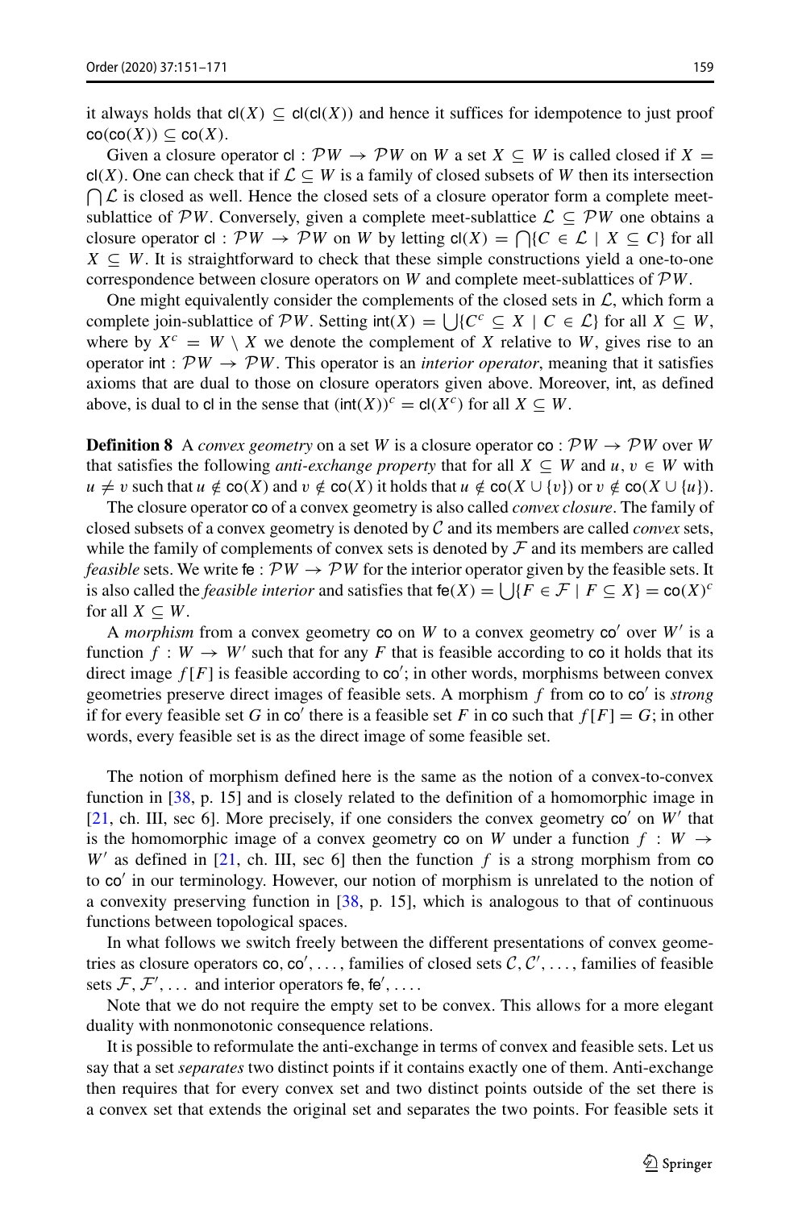it always holds that $\mathsf{cl}(X) \subseteq \mathsf{cl}(\mathsf{cl}(X))$ and hence it suffices for idempotence to just proof $\mathsf{co}(\mathsf{co}(X)) \subseteq \mathsf{co}(X)$.

Given a closure operator $\mathsf{cl} : \mathcal{P}W \to \mathcal{P}W$ on $W$ a set $X \subseteq W$ is called closed if $X = \mathsf{cl}(X)$. One can check that if $\mathcal{L} \subseteq W$ is a family of closed subsets of $W$ then its intersection $\bigcap \mathcal{L}$ is closed as well. Hence the closed sets of a closure operator form a complete meet-sublattice of $\mathcal{P}W$. Conversely, given a complete meet-sublattice $\mathcal{L} \subseteq \mathcal{P}W$ one obtains a closure operator $\mathsf{cl} : \mathcal{P}W \to \mathcal{P}W$ on $W$ by letting $\mathsf{cl}(X) = \bigcap\{C \in \mathcal{L} \mid X \subseteq C\}$ for all $X \subseteq W$. It is straightforward to check that these simple constructions yield a one-to-one correspondence between closure operators on $W$ and complete meet-sublattices of $\mathcal{P}W$.

One might equivalently consider the complements of the closed sets in $\mathcal{L}$, which form a complete join-sublattice of $\mathcal{P}W$. Setting $\mathsf{int}(X) = \bigcup\{C^c \subseteq X \mid C \in \mathcal{L}\}$ for all $X \subseteq W$, where by $X^c = W \setminus X$ we denote the complement of $X$ relative to $W$, gives rise to an operator $\mathsf{int} : \mathcal{P}W \to \mathcal{P}W$. This operator is an *interior operator*, meaning that it satisfies axioms that are dual to those on closure operators given above. Moreover, $\mathsf{int}$, as defined above, is dual to $\mathsf{cl}$ in the sense that $(\mathsf{int}(X))^c = \mathsf{cl}(X^c)$ for all $X \subseteq W$.

**Definition 8** A *convex geometry* on a set $W$ is a closure operator $\mathsf{co} : \mathcal{P}W \to \mathcal{P}W$ over $W$ that satisfies the following *anti-exchange property* that for all $X \subseteq W$ and $u, v \in W$ with $u \neq v$ such that $u \notin \mathsf{co}(X)$ and $v \notin \mathsf{co}(X)$ it holds that $u \notin \mathsf{co}(X \cup \{v\})$ or $v \notin \mathsf{co}(X \cup \{u\})$.

The closure operator $\mathsf{co}$ of a convex geometry is also called *convex closure*. The family of closed subsets of a convex geometry is denoted by $\mathcal{C}$ and its members are called *convex* sets, while the family of complements of convex sets is denoted by $\mathcal{F}$ and its members are called *feasible* sets. We write $\mathsf{fe} : \mathcal{P}W \to \mathcal{P}W$ for the interior operator given by the feasible sets. It is also called the *feasible interior* and satisfies that $\mathsf{fe}(X) = \bigcup\{F \in \mathcal{F} \mid F \subseteq X\} = \mathsf{co}(X)^c$ for all $X \subseteq W$.

A *morphism* from a convex geometry $\mathsf{co}$ on $W$ to a convex geometry $\mathsf{co}'$ over $W'$ is a function $f : W \to W'$ such that for any $F$ that is feasible according to $\mathsf{co}$ it holds that its direct image $f[F]$ is feasible according to $\mathsf{co}'$; in other words, morphisms between convex geometries preserve direct images of feasible sets. A morphism $f$ from $\mathsf{co}$ to $\mathsf{co}'$ is *strong* if for every feasible set $G$ in $\mathsf{co}'$ there is a feasible set $F$ in $\mathsf{co}$ such that $f[F] = G$; in other words, every feasible set is as the direct image of some feasible set.

The notion of morphism defined here is the same as the notion of a convex-to-convex function in [38, p. 15] and is closely related to the definition of a homomorphic image in [21, ch. III, sec 6]. More precisely, if one considers the convex geometry $\mathsf{co}'$ on $W'$ that is the homomorphic image of a convex geometry $\mathsf{co}$ on $W$ under a function $f : W \to W'$ as defined in [21, ch. III, sec 6] then the function $f$ is a strong morphism from $\mathsf{co}$ to $\mathsf{co}'$ in our terminology. However, our notion of morphism is unrelated to the notion of a convexity preserving function in [38, p. 15], which is analogous to that of continuous functions between topological spaces.

In what follows we switch freely between the different presentations of convex geometries as closure operators $\mathsf{co}, \mathsf{co}', \ldots$, families of closed sets $\mathcal{C}, \mathcal{C}', \ldots$, families of feasible sets $\mathcal{F}, \mathcal{F}', \ldots$ and interior operators $\mathsf{fe}, \mathsf{fe}', \ldots$.

Note that we do not require the empty set to be convex. This allows for a more elegant duality with nonmonotonic consequence relations.

It is possible to reformulate the anti-exchange in terms of convex and feasible sets. Let us say that a set *separates* two distinct points if it contains exactly one of them. Anti-exchange then requires that for every convex set and two distinct points outside of the set there is a convex set that extends the original set and separates the two points. For feasible sets it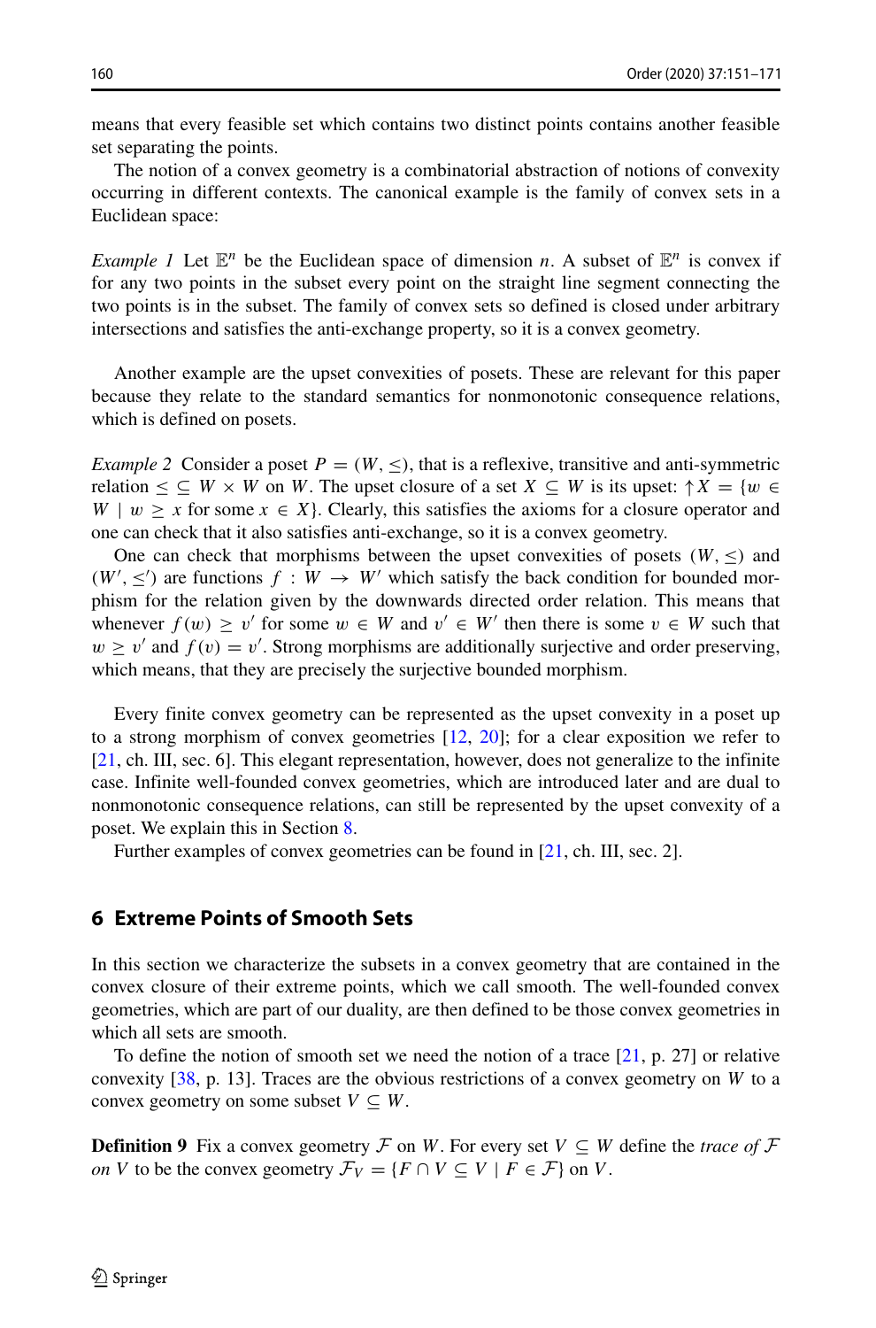means that every feasible set which contains two distinct points contains another feasible set separating the points.

The notion of a convex geometry is a combinatorial abstraction of notions of convexity occurring in different contexts. The canonical example is the family of convex sets in a Euclidean space:

*Example 1* Let $\mathbb{E}^n$ be the Euclidean space of dimension $n$. A subset of $\mathbb{E}^n$ is convex if for any two points in the subset every point on the straight line segment connecting the two points is in the subset. The family of convex sets so defined is closed under arbitrary intersections and satisfies the anti-exchange property, so it is a convex geometry.

Another example are the upset convexities of posets. These are relevant for this paper because they relate to the standard semantics for nonmonotonic consequence relations, which is defined on posets.

*Example 2* Consider a poset $P = (W, \leq)$, that is a reflexive, transitive and anti-symmetric relation $\leq \subseteq W \times W$ on $W$. The upset closure of a set $X \subseteq W$ is its upset: $\uparrow X = \{w \in W \mid w \geq x \text{ for some } x \in X\}$. Clearly, this satisfies the axioms for a closure operator and one can check that it also satisfies anti-exchange, so it is a convex geometry.

One can check that morphisms between the upset convexities of posets $(W, \leq)$ and $(W', \leq')$ are functions $f : W \to W'$ which satisfy the back condition for bounded morphism for the relation given by the downwards directed order relation. This means that whenever $f(w) \geq v'$ for some $w \in W$ and $v' \in W'$ then there is some $v \in W$ such that $w \geq v'$ and $f(v) = v'$. Strong morphisms are additionally surjective and order preserving, which means, that they are precisely the surjective bounded morphism.

Every finite convex geometry can be represented as the upset convexity in a poset up to a strong morphism of convex geometries [12, 20]; for a clear exposition we refer to [21, ch. III, sec. 6]. This elegant representation, however, does not generalize to the infinite case. Infinite well-founded convex geometries, which are introduced later and are dual to nonmonotonic consequence relations, can still be represented by the upset convexity of a poset. We explain this in Section 8.

Further examples of convex geometries can be found in [21, ch. III, sec. 2].

## 6 Extreme Points of Smooth Sets

In this section we characterize the subsets in a convex geometry that are contained in the convex closure of their extreme points, which we call smooth. The well-founded convex geometries, which are part of our duality, are then defined to be those convex geometries in which all sets are smooth.

To define the notion of smooth set we need the notion of a trace [21, p. 27] or relative convexity [38, p. 13]. Traces are the obvious restrictions of a convex geometry on $W$ to a convex geometry on some subset $V \subseteq W$.

**Definition 9** Fix a convex geometry $\mathcal{F}$ on $W$. For every set $V \subseteq W$ define the *trace of $\mathcal{F}$ on $V$* to be the convex geometry $\mathcal{F}_V = \{F \cap V \subseteq V \mid F \in \mathcal{F}\}$ on $V$.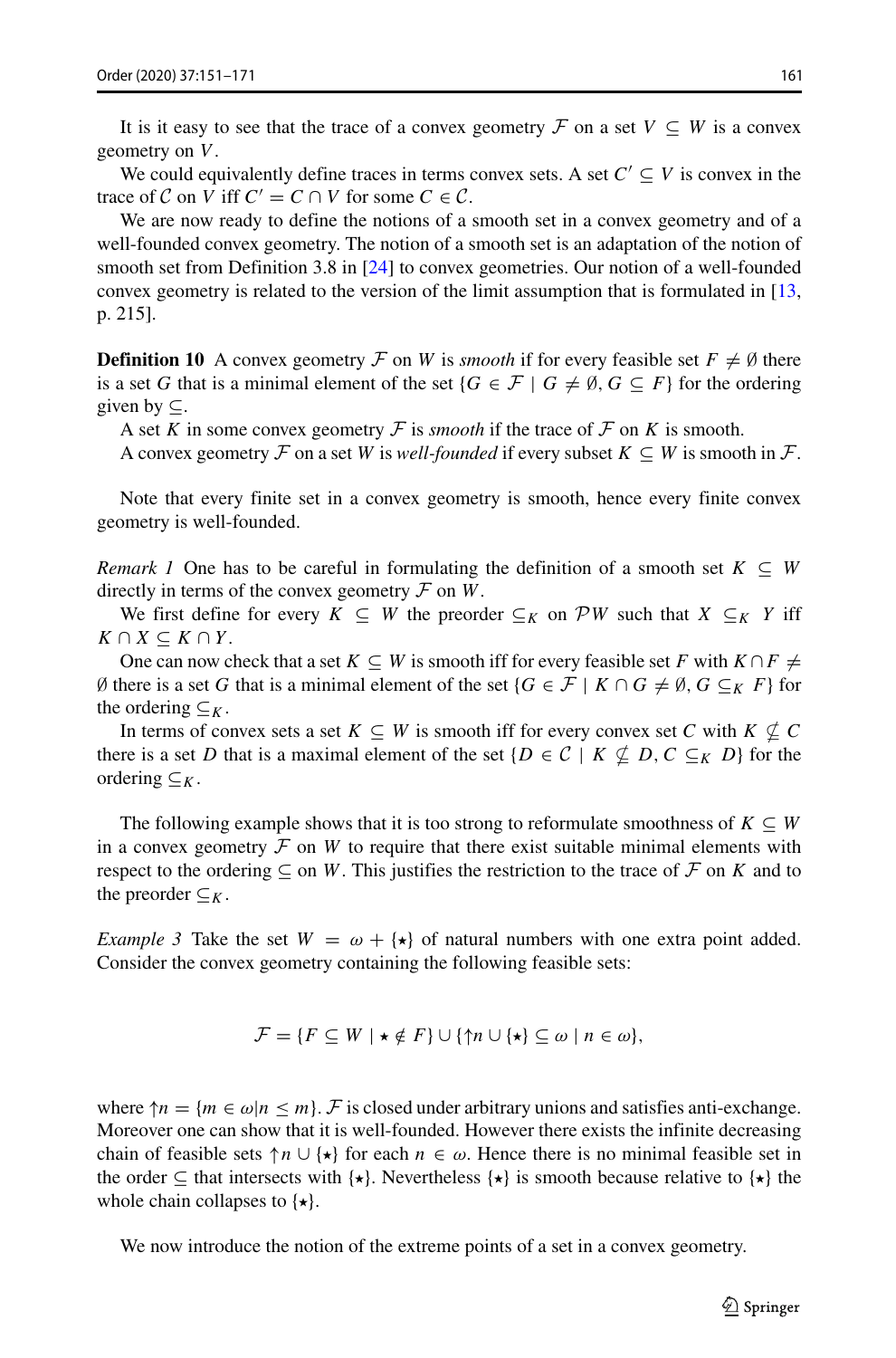It is it easy to see that the trace of a convex geometry $\mathcal{F}$ on a set $V \subseteq W$ is a convex geometry on $V$.

We could equivalently define traces in terms convex sets. A set $C' \subseteq V$ is convex in the trace of $\mathcal{C}$ on $V$ iff $C' = C \cap V$ for some $C \in \mathcal{C}$.

We are now ready to define the notions of a smooth set in a convex geometry and of a well-founded convex geometry. The notion of a smooth set is an adaptation of the notion of smooth set from Definition 3.8 in [24] to convex geometries. Our notion of a well-founded convex geometry is related to the version of the limit assumption that is formulated in [13, p. 215].

**Definition 10** A convex geometry $\mathcal{F}$ on $W$ is *smooth* if for every feasible set $F \neq \emptyset$ there is a set $G$ that is a minimal element of the set $\{G \in \mathcal{F} \mid G \neq \emptyset, G \subseteq F\}$ for the ordering given by $\subseteq$.

A set $K$ in some convex geometry $\mathcal{F}$ is *smooth* if the trace of $\mathcal{F}$ on $K$ is smooth.

A convex geometry $\mathcal{F}$ on a set $W$ is *well-founded* if every subset $K \subseteq W$ is smooth in $\mathcal{F}$.

Note that every finite set in a convex geometry is smooth, hence every finite convex geometry is well-founded.

*Remark 1* One has to be careful in formulating the definition of a smooth set $K \subseteq W$ directly in terms of the convex geometry $\mathcal{F}$ on $W$.

We first define for every $K \subseteq W$ the preorder $\subseteq_K$ on $\mathcal{P}W$ such that $X \subseteq_K Y$ iff $K \cap X \subseteq K \cap Y$.

One can now check that a set $K \subseteq W$ is smooth iff for every feasible set $F$ with $K \cap F \neq \emptyset$ there is a set $G$ that is a minimal element of the set $\{G \in \mathcal{F} \mid K \cap G \neq \emptyset, G \subseteq_K F\}$ for the ordering $\subseteq_K$.

In terms of convex sets a set $K \subseteq W$ is smooth iff for every convex set $C$ with $K \nsubseteq C$ there is a set $D$ that is a maximal element of the set $\{D \in \mathcal{C} \mid K \nsubseteq D, C \subseteq_K D\}$ for the ordering $\subseteq_K$.

The following example shows that it is too strong to reformulate smoothness of $K \subseteq W$ in a convex geometry $\mathcal{F}$ on $W$ to require that there exist suitable minimal elements with respect to the ordering $\subseteq$ on $W$. This justifies the restriction to the trace of $\mathcal{F}$ on $K$ and to the preorder $\subseteq_K$.

*Example 3* Take the set $W = \omega + \{\star\}$ of natural numbers with one extra point added. Consider the convex geometry containing the following feasible sets:

$$\mathcal{F} = \{F \subseteq W \mid \star \notin F\} \cup \{\uparrow n \cup \{\star\} \subseteq \omega \mid n \in \omega\},$$

where $\uparrow n = \{m \in \omega | n \leq m\}$. $\mathcal{F}$ is closed under arbitrary unions and satisfies anti-exchange. Moreover one can show that it is well-founded. However there exists the infinite decreasing chain of feasible sets $\uparrow n \cup \{\star\}$ for each $n \in \omega$. Hence there is no minimal feasible set in the order $\subseteq$ that intersects with $\{\star\}$. Nevertheless $\{\star\}$ is smooth because relative to $\{\star\}$ the whole chain collapses to $\{\star\}$.

We now introduce the notion of the extreme points of a set in a convex geometry.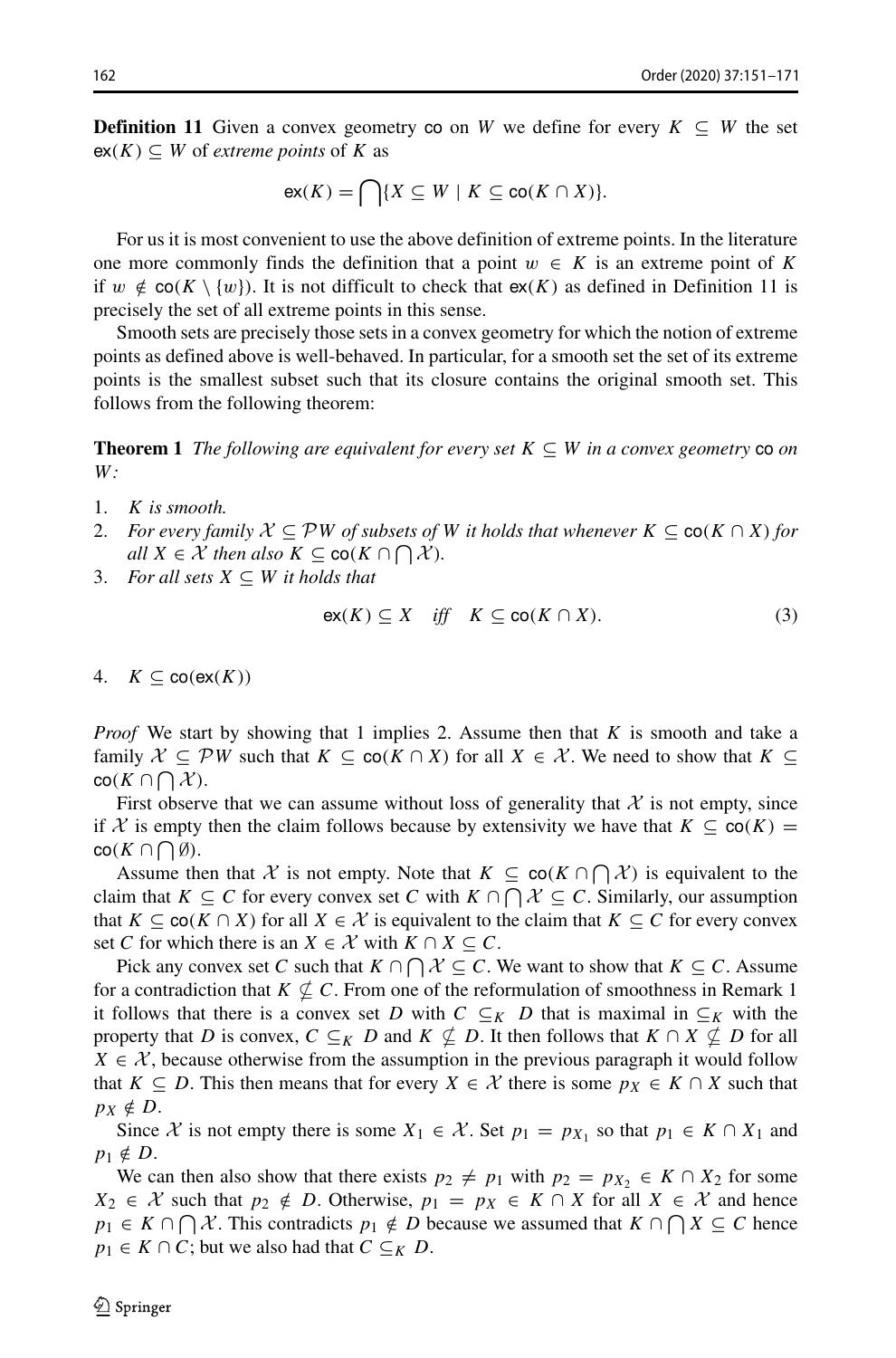**Definition 11** Given a convex geometry $\mathsf{co}$ on $W$ we define for every $K \subseteq W$ the set $\mathsf{ex}(K) \subseteq W$ of *extreme points* of $K$ as

$$\mathsf{ex}(K) = \bigcap\{X \subseteq W \mid K \subseteq \mathsf{co}(K \cap X)\}.$$

For us it is most convenient to use the above definition of extreme points. In the literature one more commonly finds the definition that a point $w \in K$ is an extreme point of $K$ if $w \notin \mathsf{co}(K \setminus \{w\})$. It is not difficult to check that $\mathsf{ex}(K)$ as defined in Definition 11 is precisely the set of all extreme points in this sense.

Smooth sets are precisely those sets in a convex geometry for which the notion of extreme points as defined above is well-behaved. In particular, for a smooth set the set of its extreme points is the smallest subset such that its closure contains the original smooth set. This follows from the following theorem:

**Theorem 1** *The following are equivalent for every set $K \subseteq W$ in a convex geometry $\mathsf{co}$ on $W$:*

1. *$K$ is smooth.*
2. *For every family $\mathcal{X} \subseteq \mathcal{P}W$ of subsets of $W$ it holds that whenever $K \subseteq \mathsf{co}(K \cap X)$ for all $X \in \mathcal{X}$ then also $K \subseteq \mathsf{co}(K \cap \bigcap \mathcal{X})$.*
3. *For all sets $X \subseteq W$ it holds that*

$$\mathsf{ex}(K) \subseteq X \quad \textit{iff} \quad K \subseteq \mathsf{co}(K \cap X). \tag{3}$$

4. *$K \subseteq \mathsf{co}(\mathsf{ex}(K))$*

*Proof* We start by showing that 1 implies 2. Assume then that $K$ is smooth and take a family $\mathcal{X} \subseteq \mathcal{P}W$ such that $K \subseteq \mathsf{co}(K \cap X)$ for all $X \in \mathcal{X}$. We need to show that $K \subseteq \mathsf{co}(K \cap \bigcap \mathcal{X})$.

First observe that we can assume without loss of generality that $\mathcal{X}$ is not empty, since if $\mathcal{X}$ is empty then the claim follows because by extensivity we have that $K \subseteq \mathsf{co}(K) = \mathsf{co}(K \cap \bigcap \emptyset)$.

Assume then that $\mathcal{X}$ is not empty. Note that $K \subseteq \mathsf{co}(K \cap \bigcap \mathcal{X})$ is equivalent to the claim that $K \subseteq C$ for every convex set $C$ with $K \cap \bigcap \mathcal{X} \subseteq C$. Similarly, our assumption that $K \subseteq \mathsf{co}(K \cap X)$ for all $X \in \mathcal{X}$ is equivalent to the claim that $K \subseteq C$ for every convex set $C$ for which there is an $X \in \mathcal{X}$ with $K \cap X \subseteq C$.

Pick any convex set $C$ such that $K \cap \bigcap \mathcal{X} \subseteq C$. We want to show that $K \subseteq C$. Assume for a contradiction that $K \nsubseteq C$. From one of the reformulation of smoothness in Remark 1 it follows that there is a convex set $D$ with $C \subseteq_K D$ that is maximal in $\subseteq_K$ with the property that $D$ is convex, $C \subseteq_K D$ and $K \nsubseteq D$. It then follows that $K \cap X \nsubseteq D$ for all $X \in \mathcal{X}$, because otherwise from the assumption in the previous paragraph it would follow that $K \subseteq D$. This then means that for every $X \in \mathcal{X}$ there is some $p_X \in K \cap X$ such that $p_X \notin D$.

Since $\mathcal{X}$ is not empty there is some $X_1 \in \mathcal{X}$. Set $p_1 = p_{X_1}$ so that $p_1 \in K \cap X_1$ and $p_1 \notin D$.

We can then also show that there exists $p_2 \neq p_1$ with $p_2 = p_{X_2} \in K \cap X_2$ for some $X_2 \in \mathcal{X}$ such that $p_2 \notin D$. Otherwise, $p_1 = p_X \in K \cap X$ for all $X \in \mathcal{X}$ and hence $p_1 \in K \cap \bigcap \mathcal{X}$. This contradicts $p_1 \notin D$ because we assumed that $K \cap \bigcap X \subseteq C$ hence $p_1 \in K \cap C$; but we also had that $C \subseteq_K D$.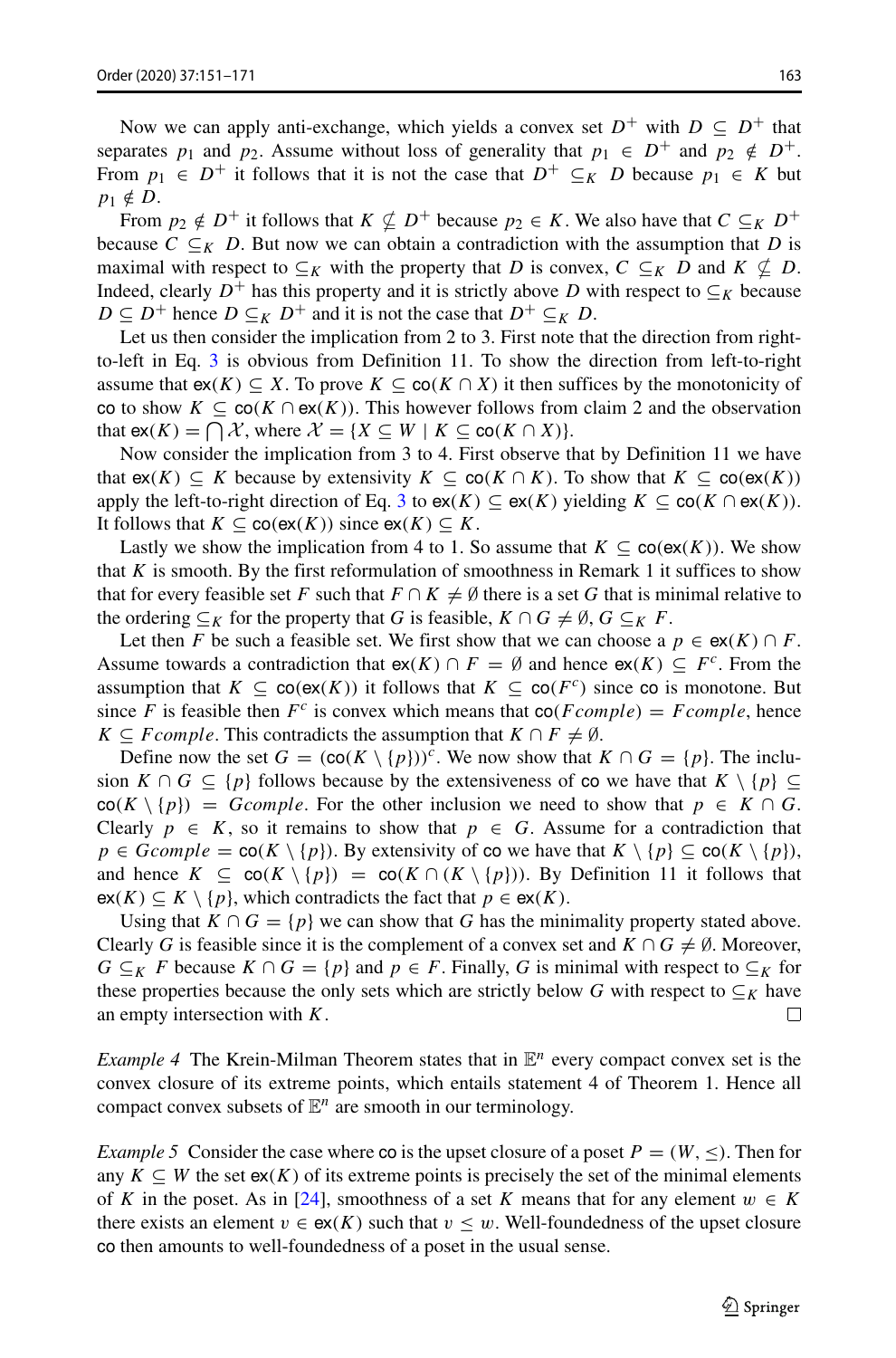Now we can apply anti-exchange, which yields a convex set $D^+$ with $D \subseteq D^+$ that separates $p_1$ and $p_2$. Assume without loss of generality that $p_1 \in D^+$ and $p_2 \notin D^+$. From $p_1 \in D^+$ it follows that it is not the case that $D^+ \subseteq_K D$ because $p_1 \in K$ but $p_1 \notin D$.

From $p_2 \notin D^+$ it follows that $K \nsubseteq D^+$ because $p_2 \in K$. We also have that $C \subseteq_K D^+$ because $C \subseteq_K D$. But now we can obtain a contradiction with the assumption that $D$ is maximal with respect to $\subseteq_K$ with the property that $D$ is convex, $C \subseteq_K D$ and $K \nsubseteq D$. Indeed, clearly $D^+$ has this property and it is strictly above $D$ with respect to $\subseteq_K$ because $D \subseteq D^+$ hence $D \subseteq_K D^+$ and it is not the case that $D^+ \subseteq_K D$.

Let us then consider the implication from 2 to 3. First note that the direction from right-to-left in Eq. 3 is obvious from Definition 11. To show the direction from left-to-right assume that $\mathsf{ex}(K) \subseteq X$. To prove $K \subseteq \mathsf{co}(K \cap X)$ it then suffices by the monotonicity of $\mathsf{co}$ to show $K \subseteq \mathsf{co}(K \cap \mathsf{ex}(K))$. This however follows from claim 2 and the observation that $\mathsf{ex}(K) = \bigcap \mathcal{X}$, where $\mathcal{X} = \{X \subseteq W \mid K \subseteq \mathsf{co}(K \cap X)\}$.

Now consider the implication from 3 to 4. First observe that by Definition 11 we have that $\mathsf{ex}(K) \subseteq K$ because by extensivity $K \subseteq \mathsf{co}(K \cap K)$. To show that $K \subseteq \mathsf{co}(\mathsf{ex}(K))$ apply the left-to-right direction of Eq. 3 to $\mathsf{ex}(K) \subseteq \mathsf{ex}(K)$ yielding $K \subseteq \mathsf{co}(K \cap \mathsf{ex}(K))$. It follows that $K \subseteq \mathsf{co}(\mathsf{ex}(K))$ since $\mathsf{ex}(K) \subseteq K$.

Lastly we show the implication from 4 to 1. So assume that $K \subseteq \mathsf{co}(\mathsf{ex}(K))$. We show that $K$ is smooth. By the first reformulation of smoothness in Remark 1 it suffices to show that for every feasible set $F$ such that $F \cap K \neq \emptyset$ there is a set $G$ that is minimal relative to the ordering $\subseteq_K$ for the property that $G$ is feasible, $K \cap G \neq \emptyset$, $G \subseteq_K F$.

Let then $F$ be such a feasible set. We first show that we can choose a $p \in \mathsf{ex}(K) \cap F$. Assume towards a contradiction that $\mathsf{ex}(K) \cap F = \emptyset$ and hence $\mathsf{ex}(K) \subseteq F^c$. From the assumption that $K \subseteq \mathsf{co}(\mathsf{ex}(K))$ it follows that $K \subseteq \mathsf{co}(F^c)$ since $\mathsf{co}$ is monotone. But since $F$ is feasible then $F^c$ is convex which means that $\mathsf{co}(Fcomple) = Fcomple$, hence $K \subseteq Fcomple$. This contradicts the assumption that $K \cap F \neq \emptyset$.

Define now the set $G = (\mathsf{co}(K \setminus \{p\}))^c$. We now show that $K \cap G = \{p\}$. The inclusion $K \cap G \subseteq \{p\}$ follows because by the extensiveness of $\mathsf{co}$ we have that $K \setminus \{p\} \subseteq \mathsf{co}(K \setminus \{p\}) = Gcomple$. For the other inclusion we need to show that $p \in K \cap G$. Clearly $p \in K$, so it remains to show that $p \in G$. Assume for a contradiction that $p \in Gcomple = \mathsf{co}(K \setminus \{p\})$. By extensivity of $\mathsf{co}$ we have that $K \setminus \{p\} \subseteq \mathsf{co}(K \setminus \{p\})$, and hence $K \subseteq \mathsf{co}(K \setminus \{p\}) = \mathsf{co}(K \cap (K \setminus \{p\}))$. By Definition 11 it follows that $\mathsf{ex}(K) \subseteq K \setminus \{p\}$, which contradicts the fact that $p \in \mathsf{ex}(K)$.

Using that $K \cap G = \{p\}$ we can show that $G$ has the minimality property stated above. Clearly $G$ is feasible since it is the complement of a convex set and $K \cap G \neq \emptyset$. Moreover, $G \subseteq_K F$ because $K \cap G = \{p\}$ and $p \in F$. Finally, $G$ is minimal with respect to $\subseteq_K$ for these properties because the only sets which are strictly below $G$ with respect to $\subseteq_K$ have an empty intersection with $K$. ◻

*Example 4* The Krein-Milman Theorem states that in $\mathbb{E}^n$ every compact convex set is the convex closure of its extreme points, which entails statement 4 of Theorem 1. Hence all compact convex subsets of $\mathbb{E}^n$ are smooth in our terminology.

*Example 5* Consider the case where $\mathsf{co}$ is the upset closure of a poset $P = (W, \leq)$. Then for any $K \subseteq W$ the set $\mathsf{ex}(K)$ of its extreme points is precisely the set of the minimal elements of $K$ in the poset. As in [24], smoothness of a set $K$ means that for any element $w \in K$ there exists an element $v \in \mathsf{ex}(K)$ such that $v \leq w$. Well-foundedness of the upset closure $\mathsf{co}$ then amounts to well-foundedness of a poset in the usual sense.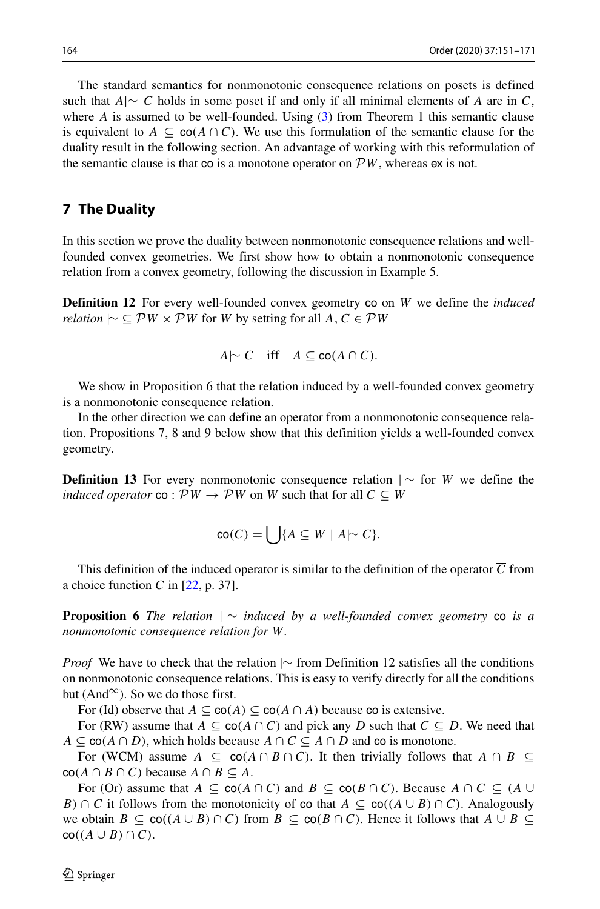The standard semantics for nonmonotonic consequence relations on posets is defined such that $A |\!\sim C$ holds in some poset if and only if all minimal elements of $A$ are in $C$, where $A$ is assumed to be well-founded. Using (3) from Theorem 1 this semantic clause is equivalent to $A \subseteq \mathsf{co}(A \cap C)$. We use this formulation of the semantic clause for the duality result in the following section. An advantage of working with this reformulation of the semantic clause is that $\mathsf{co}$ is a monotone operator on $\mathcal{P}W$, whereas $\mathsf{ex}$ is not.

## 7 The Duality

In this section we prove the duality between nonmonotonic consequence relations and well-founded convex geometries. We first show how to obtain a nonmonotonic consequence relation from a convex geometry, following the discussion in Example 5.

**Definition 12** For every well-founded convex geometry $\mathsf{co}$ on $W$ we define the *induced relation* $|\!\sim \subseteq \mathcal{P}W \times \mathcal{P}W$ for $W$ by setting for all $A, C \in \mathcal{P}W$

$$A |\!\sim C \quad \text{iff} \quad A \subseteq \mathsf{co}(A \cap C).$$

We show in Proposition 6 that the relation induced by a well-founded convex geometry is a nonmonotonic consequence relation.

In the other direction we can define an operator from a nonmonotonic consequence relation. Propositions 7, 8 and 9 below show that this definition yields a well-founded convex geometry.

**Definition 13** For every nonmonotonic consequence relation $|\!\sim$ for $W$ we define the *induced operator* $\mathsf{co} : \mathcal{P}W \to \mathcal{P}W$ on $W$ such that for all $C \subseteq W$

$$\mathsf{co}(C) = \bigcup \{A \subseteq W \mid A |\!\sim C\}.$$

This definition of the induced operator is similar to the definition of the operator $\overline{C}$ from a choice function $C$ in [22, p. 37].

**Proposition 6** *The relation $|\!\sim$ induced by a well-founded convex geometry $\mathsf{co}$ is a nonmonotonic consequence relation for $W$.*

*Proof* We have to check that the relation $|\!\sim$ from Definition 12 satisfies all the conditions on nonmonotonic consequence relations. This is easy to verify directly for all the conditions but (And$^\infty$). So we do those first.

For (Id) observe that $A \subseteq \mathsf{co}(A) \subseteq \mathsf{co}(A \cap A)$ because $\mathsf{co}$ is extensive.

For (RW) assume that $A \subseteq \mathsf{co}(A \cap C)$ and pick any $D$ such that $C \subseteq D$. We need that $A \subseteq \mathsf{co}(A \cap D)$, which holds because $A \cap C \subseteq A \cap D$ and $\mathsf{co}$ is monotone.

For (WCM) assume $A \subseteq \mathsf{co}(A \cap B \cap C)$. It then trivially follows that $A \cap B \subseteq \mathsf{co}(A \cap B \cap C)$ because $A \cap B \subseteq A$.

For (Or) assume that $A \subseteq \mathsf{co}(A \cap C)$ and $B \subseteq \mathsf{co}(B \cap C)$. Because $A \cap C \subseteq (A \cup B) \cap C$ it follows from the monotonicity of $\mathsf{co}$ that $A \subseteq \mathsf{co}((A \cup B) \cap C)$. Analogously we obtain $B \subseteq \mathsf{co}((A \cup B) \cap C)$ from $B \subseteq \mathsf{co}(B \cap C)$. Hence it follows that $A \cup B \subseteq \mathsf{co}((A \cup B) \cap C)$.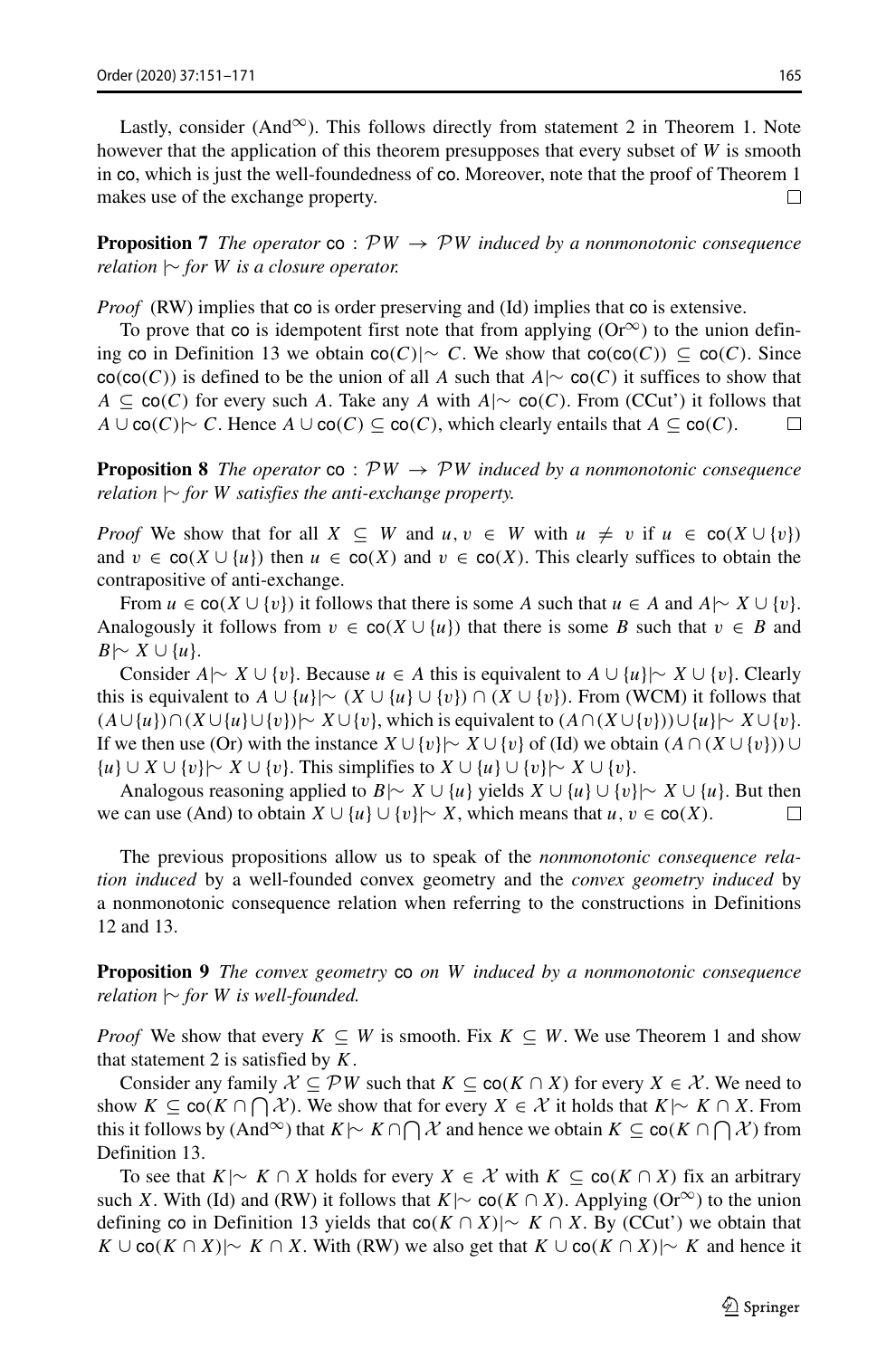Lastly, consider (And$^\infty$). This follows directly from statement 2 in Theorem 1. Note however that the application of this theorem presupposes that every subset of $W$ is smooth in $\mathsf{co}$, which is just the well-foundedness of $\mathsf{co}$. Moreover, note that the proof of Theorem 1 makes use of the exchange property. □

**Proposition 7** *The operator* $\mathsf{co} : \mathcal{P}W \to \mathcal{P}W$ *induced by a nonmonotonic consequence relation* $|\!\sim$ *for* $W$ *is a closure operator.*

*Proof* (RW) implies that $\mathsf{co}$ is order preserving and (Id) implies that $\mathsf{co}$ is extensive.

To prove that $\mathsf{co}$ is idempotent first note that from applying (Or$^\infty$) to the union defining $\mathsf{co}$ in Definition 13 we obtain $\mathsf{co}(C)|\!\sim C$. We show that $\mathsf{co}(\mathsf{co}(C)) \subseteq \mathsf{co}(C)$. Since $\mathsf{co}(\mathsf{co}(C))$ is defined to be the union of all $A$ such that $A|\!\sim \mathsf{co}(C)$ it suffices to show that $A \subseteq \mathsf{co}(C)$ for every such $A$. Take any $A$ with $A|\!\sim \mathsf{co}(C)$. From (CCut') it follows that $A \cup \mathsf{co}(C)|\!\sim C$. Hence $A \cup \mathsf{co}(C) \subseteq \mathsf{co}(C)$, which clearly entails that $A \subseteq \mathsf{co}(C)$. □

**Proposition 8** *The operator* $\mathsf{co} : \mathcal{P}W \to \mathcal{P}W$ *induced by a nonmonotonic consequence relation* $|\!\sim$ *for* $W$ *satisfies the anti-exchange property.*

*Proof* We show that for all $X \subseteq W$ and $u, v \in W$ with $u \neq v$ if $u \in \mathsf{co}(X \cup \{v\})$ and $v \in \mathsf{co}(X \cup \{u\})$ then $u \in \mathsf{co}(X)$ and $v \in \mathsf{co}(X)$. This clearly suffices to obtain the contrapositive of anti-exchange.

From $u \in \mathsf{co}(X \cup \{v\})$ it follows that there is some $A$ such that $u \in A$ and $A|\!\sim X \cup \{v\}$. Analogously it follows from $v \in \mathsf{co}(X \cup \{u\})$ that there is some $B$ such that $v \in B$ and $B|\!\sim X \cup \{u\}$.

Consider $A|\!\sim X \cup \{v\}$. Because $u \in A$ this is equivalent to $A \cup \{u\}|\!\sim X \cup \{v\}$. Clearly this is equivalent to $A \cup \{u\}|\!\sim (X \cup \{u\} \cup \{v\}) \cap (X \cup \{v\})$. From (WCM) it follows that $(A \cup \{u\}) \cap (X \cup \{u\} \cup \{v\})|\!\sim X \cup \{v\}$, which is equivalent to $(A \cap (X \cup \{v\})) \cup \{u\}|\!\sim X \cup \{v\}$. If we then use (Or) with the instance $X \cup \{v\}|\!\sim X \cup \{v\}$ of (Id) we obtain $(A \cap (X \cup \{v\})) \cup \{u\} \cup X \cup \{v\}|\!\sim X \cup \{v\}$. This simplifies to $X \cup \{u\} \cup \{v\}|\!\sim X \cup \{v\}$.

Analogous reasoning applied to $B|\!\sim X \cup \{u\}$ yields $X \cup \{u\} \cup \{v\}|\!\sim X \cup \{u\}$. But then we can use (And) to obtain $X \cup \{u\} \cup \{v\}|\!\sim X$, which means that $u, v \in \mathsf{co}(X)$. □

The previous propositions allow us to speak of the *nonmonotonic consequence relation induced* by a well-founded convex geometry and the *convex geometry induced* by a nonmonotonic consequence relation when referring to the constructions in Definitions 12 and 13.

**Proposition 9** *The convex geometry* $\mathsf{co}$ *on* $W$ *induced by a nonmonotonic consequence relation* $|\!\sim$ *for* $W$ *is well-founded.*

*Proof* We show that every $K \subseteq W$ is smooth. Fix $K \subseteq W$. We use Theorem 1 and show that statement 2 is satisfied by $K$.

Consider any family $\mathcal{X} \subseteq \mathcal{P}W$ such that $K \subseteq \mathsf{co}(K \cap X)$ for every $X \in \mathcal{X}$. We need to show $K \subseteq \mathsf{co}(K \cap \bigcap \mathcal{X})$. We show that for every $X \in \mathcal{X}$ it holds that $K|\!\sim K \cap X$. From this it follows by (And$^\infty$) that $K|\!\sim K \cap \bigcap \mathcal{X}$ and hence we obtain $K \subseteq \mathsf{co}(K \cap \bigcap \mathcal{X})$ from Definition 13.

To see that $K|\!\sim K \cap X$ holds for every $X \in \mathcal{X}$ with $K \subseteq \mathsf{co}(K \cap X)$ fix an arbitrary such $X$. With (Id) and (RW) it follows that $K|\!\sim \mathsf{co}(K \cap X)$. Applying (Or$^\infty$) to the union defining $\mathsf{co}$ in Definition 13 yields that $\mathsf{co}(K \cap X)|\!\sim K \cap X$. By (CCut') we obtain that $K \cup \mathsf{co}(K \cap X)|\!\sim K \cap X$. With (RW) we also get that $K \cup \mathsf{co}(K \cap X)|\!\sim K$ and hence it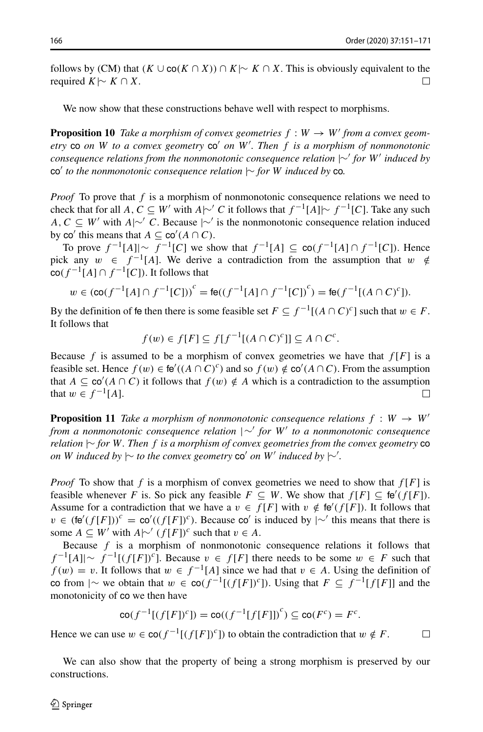follows by (CM) that $(K \cup \mathsf{co}(K \cap X)) \cap K \mid\!\sim K \cap X$. This is obviously equivalent to the required $K \mid\!\sim K \cap X$. □

We now show that these constructions behave well with respect to morphisms.

**Proposition 10** *Take a morphism of convex geometries $f : W \to W'$ from a convex geometry $\mathsf{co}$ on $W$ to a convex geometry $\mathsf{co}'$ on $W'$. Then $f$ is a morphism of nonmonotonic consequence relations from the nonmonotonic consequence relation $\mid\!\sim'$ for $W'$ induced by $\mathsf{co}'$ to the nonmonotonic consequence relation $\mid\!\sim$ for $W$ induced by $\mathsf{co}$.*

*Proof* To prove that $f$ is a morphism of nonmonotonic consequence relations we need to check that for all $A, C \subseteq W'$ with $A \mid\!\sim' C$ it follows that $f^{-1}[A] \mid\!\sim f^{-1}[C]$. Take any such $A, C \subseteq W'$ with $A \mid\!\sim' C$. Because $\mid\!\sim'$ is the nonmonotonic consequence relation induced by $\mathsf{co}'$ this means that $A \subseteq \mathsf{co}'(A \cap C)$.

To prove $f^{-1}[A] \mid\!\sim f^{-1}[C]$ we show that $f^{-1}[A] \subseteq \mathsf{co}(f^{-1}[A] \cap f^{-1}[C])$. Hence pick any $w \in f^{-1}[A]$. We derive a contradiction from the assumption that $w \notin \mathsf{co}(f^{-1}[A] \cap f^{-1}[C])$. It follows that

$$w \in (\mathsf{co}(f^{-1}[A] \cap f^{-1}[C]))^c = \mathsf{fe}((f^{-1}[A] \cap f^{-1}[C])^c) = \mathsf{fe}(f^{-1}[(A \cap C)^c]).$$

By the definition of $\mathsf{fe}$ then there is some feasible set $F \subseteq f^{-1}[(A \cap C)^c]$ such that $w \in F$. It follows that

$$f(w) \in f[F] \subseteq f[f^{-1}[(A \cap C)^c]] \subseteq A \cap C^c.$$

Because $f$ is assumed to be a morphism of convex geometries we have that $f[F]$ is a feasible set. Hence $f(w) \in \mathsf{fe}'((A \cap C)^c)$ and so $f(w) \notin \mathsf{co}'(A \cap C)$. From the assumption that $A \subseteq \mathsf{co}'(A \cap C)$ it follows that $f(w) \notin A$ which is a contradiction to the assumption that $w \in f^{-1}[A]$. □

**Proposition 11** *Take a morphism of nonmonotonic consequence relations $f : W \to W'$ from a nonmonotonic consequence relation $\mid\!\sim'$ for $W'$ to a nonmonotonic consequence relation $\mid\!\sim$ for $W$. Then $f$ is a morphism of convex geometries from the convex geometry $\mathsf{co}$ on $W$ induced by $\mid\!\sim$ to the convex geometry $\mathsf{co}'$ on $W'$ induced by $\mid\!\sim'$.*

*Proof* To show that $f$ is a morphism of convex geometries we need to show that $f[F]$ is feasible whenever $F$ is. So pick any feasible $F \subseteq W$. We show that $f[F] \subseteq \mathsf{fe}'(f[F])$. Assume for a contradiction that we have a $v \in f[F]$ with $v \notin \mathsf{fe}'(f[F])$. It follows that $v \in (\mathsf{fe}'(f[F]))^c = \mathsf{co}'((f[F])^c)$. Because $\mathsf{co}'$ is induced by $\mid\!\sim'$ this means that there is some $A \subseteq W'$ with $A \mid\!\sim' (f[F])^c$ such that $v \in A$.

Because $f$ is a morphism of nonmonotonic consequence relations it follows that $f^{-1}[A] \mid\!\sim f^{-1}[(f[F])^c]$. Because $v \in f[F]$ there needs to be some $w \in F$ such that $f(w) = v$. It follows that $w \in f^{-1}[A]$ since we had that $v \in A$. Using the definition of $\mathsf{co}$ from $\mid\!\sim$ we obtain that $w \in \mathsf{co}(f^{-1}[(f[F])^c])$. Using that $F \subseteq f^{-1}[f[F]]$ and the monotonicity of $\mathsf{co}$ we then have

$$\mathsf{co}(f^{-1}[(f[F])^c]) = \mathsf{co}((f^{-1}[f[F]])^c) \subseteq \mathsf{co}(F^c) = F^c.$$

Hence we can use $w \in \mathsf{co}(f^{-1}[(f[F])^c])$ to obtain the contradiction that $w \notin F$. □

We can also show that the property of being a strong morphism is preserved by our constructions.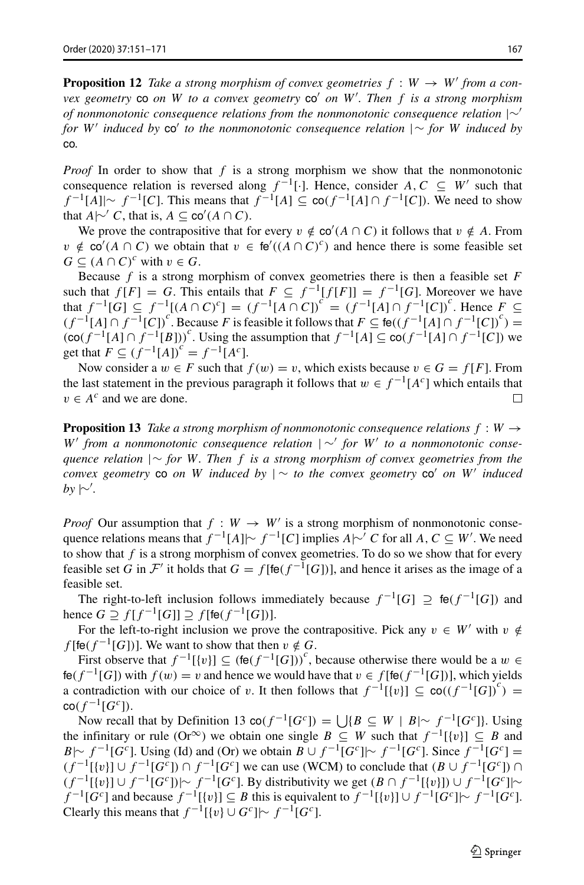**Proposition 12** *Take a strong morphism of convex geometries $f : W \to W'$ from a convex geometry* co *on $W$ to a convex geometry* co$'$ *on $W'$. Then $f$ is a strong morphism of nonmonotonic consequence relations from the nonmonotonic consequence relation $|\!\sim'$ for $W'$ induced by* co$'$ *to the nonmonotonic consequence relation $|\!\sim$ for $W$ induced by* co.

*Proof* In order to show that $f$ is a strong morphism we show that the nonmonotonic consequence relation is reversed along $f^{-1}[\cdot]$. Hence, consider $A, C \subseteq W'$ such that $f^{-1}[A] |\!\sim f^{-1}[C]$. This means that $f^{-1}[A] \subseteq \mathsf{co}(f^{-1}[A] \cap f^{-1}[C])$. We need to show that $A |\!\sim' C$, that is, $A \subseteq \mathsf{co}'(A \cap C)$.

We prove the contrapositive that for every $v \notin \mathsf{co}'(A \cap C)$ it follows that $v \notin A$. From $v \notin \mathsf{co}'(A \cap C)$ we obtain that $v \in \mathsf{fe}'((A \cap C)^c)$ and hence there is some feasible set $G \subseteq (A \cap C)^c$ with $v \in G$.

Because $f$ is a strong morphism of convex geometries there is then a feasible set $F$ such that $f[F] = G$. This entails that $F \subseteq f^{-1}[f[F]] = f^{-1}[G]$. Moreover we have that $f^{-1}[G] \subseteq f^{-1}[(A \cap C)^c] = (f^{-1}[A \cap C])^c = (f^{-1}[A] \cap f^{-1}[C])^c$. Hence $F \subseteq (f^{-1}[A] \cap f^{-1}[C])^c$. Because $F$ is feasible it follows that $F \subseteq \mathsf{fe}((f^{-1}[A] \cap f^{-1}[C])^c) = (\mathsf{co}(f^{-1}[A] \cap f^{-1}[B]))^c$. Using the assumption that $f^{-1}[A] \subseteq \mathsf{co}(f^{-1}[A] \cap f^{-1}[C])$ we get that $F \subseteq (f^{-1}[A])^c = f^{-1}[A^c]$.

Now consider a $w \in F$ such that $f(w) = v$, which exists because $v \in G = f[F]$. From the last statement in the previous paragraph it follows that $w \in f^{-1}[A^c]$ which entails that $v \in A^c$ and we are done. $\square$

**Proposition 13** *Take a strong morphism of nonmonotonic consequence relations $f : W \to W'$ from a nonmonotonic consequence relation $|\!\sim'$ for $W'$ to a nonmonotonic consequence relation $|\!\sim$ for $W$. Then $f$ is a strong morphism of convex geometries from the convex geometry* co *on $W$ induced by $|\!\sim$ to the convex geometry* co$'$ *on $W'$ induced by $|\!\sim'$.*

*Proof* Our assumption that $f : W \to W'$ is a strong morphism of nonmonotonic consequence relations means that $f^{-1}[A] |\!\sim f^{-1}[C]$ implies $A |\!\sim' C$ for all $A, C \subseteq W'$. We need to show that $f$ is a strong morphism of convex geometries. To do so we show that for every feasible set $G$ in $\mathcal{F}'$ it holds that $G = f[\mathsf{fe}(f^{-1}[G])]$, and hence it arises as the image of a feasible set.

The right-to-left inclusion follows immediately because $f^{-1}[G] \supseteq \mathsf{fe}(f^{-1}[G])$ and hence $G \supseteq f[f^{-1}[G]] \supseteq f[\mathsf{fe}(f^{-1}[G])]$.

For the left-to-right inclusion we prove the contrapositive. Pick any $v \in W'$ with $v \notin f[\mathsf{fe}(f^{-1}[G])]$. We want to show that then $v \notin G$.

First observe that $f^{-1}[\{v\}] \subseteq (\mathsf{fe}(f^{-1}[G]))^c$, because otherwise there would be a $w \in \mathsf{fe}(f^{-1}[G])$ with $f(w) = v$ and hence we would have that $v \in f[\mathsf{fe}(f^{-1}[G])]$, which yields a contradiction with our choice of $v$. It then follows that $f^{-1}[\{v\}] \subseteq \mathsf{co}((f^{-1}[G])^c) = \mathsf{co}(f^{-1}[G^c])$.

Now recall that by Definition 13 $\mathsf{co}(f^{-1}[G^c]) = \bigcup\{B \subseteq W \mid B |\!\sim f^{-1}[G^c]\}$. Using the infinitary or rule (Or$^\infty$) we obtain one single $B \subseteq W$ such that $f^{-1}[\{v\}] \subseteq B$ and $B |\!\sim f^{-1}[G^c]$. Using (Id) and (Or) we obtain $B \cup f^{-1}[G^c] |\!\sim f^{-1}[G^c]$. Since $f^{-1}[G^c] = (f^{-1}[\{v\}] \cup f^{-1}[G^c]) \cap f^{-1}[G^c]$ we can use (WCM) to conclude that $(B \cup f^{-1}[G^c]) \cap (f^{-1}[\{v\}] \cup f^{-1}[G^c]) |\!\sim f^{-1}[G^c]$. By distributivity we get $(B \cap f^{-1}[\{v\}]) \cup f^{-1}[G^c] |\!\sim f^{-1}[G^c]$ and because $f^{-1}[\{v\}] \subseteq B$ this is equivalent to $f^{-1}[\{v\}] \cup f^{-1}[G^c] |\!\sim f^{-1}[G^c]$. Clearly this means that $f^{-1}[\{v\} \cup G^c] |\!\sim f^{-1}[G^c]$.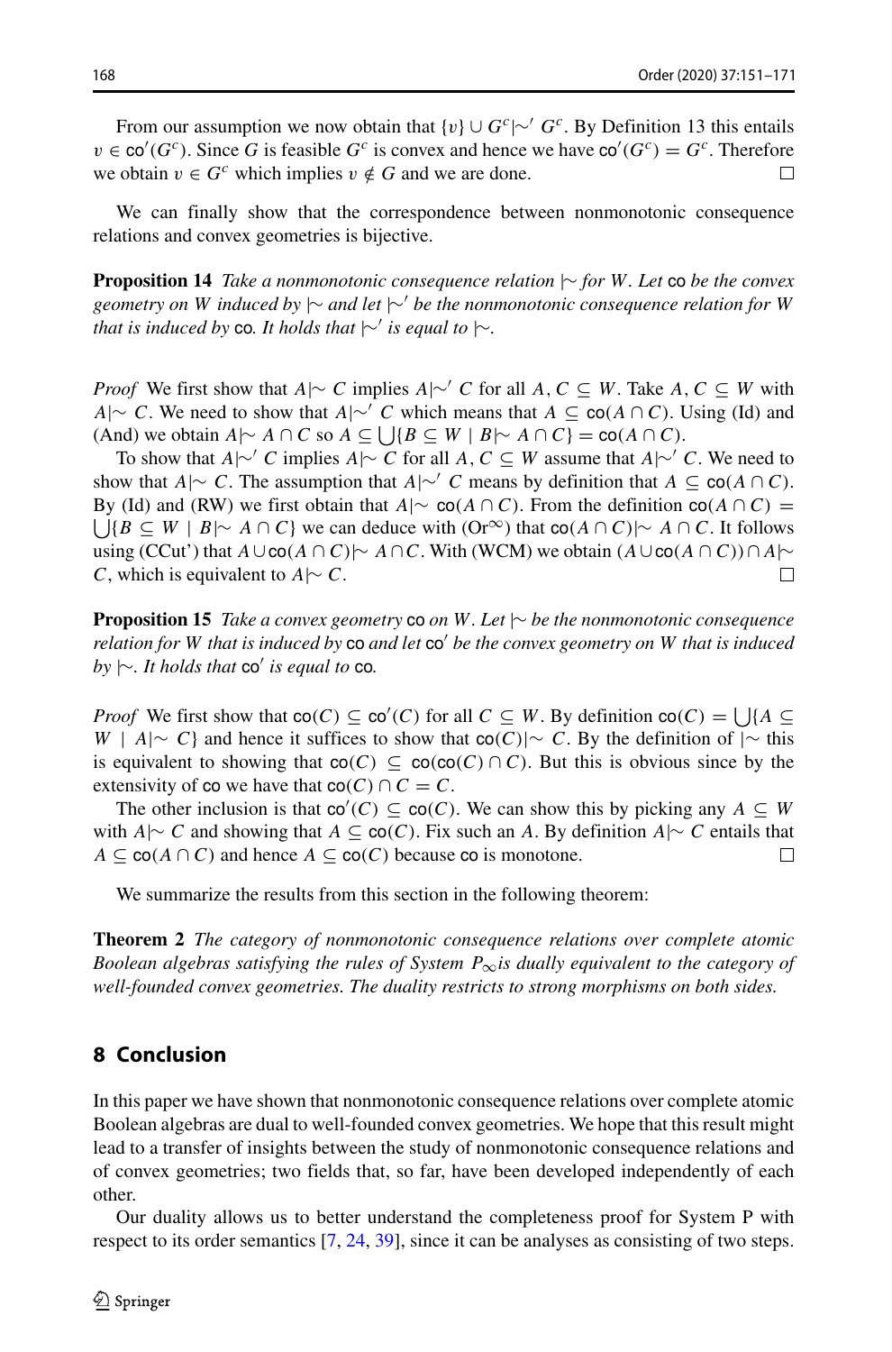From our assumption we now obtain that $\{v\} \cup G^c |\!\sim' G^c$. By Definition 13 this entails $v \in \mathsf{co}'(G^c)$. Since $G$ is feasible $G^c$ is convex and hence we have $\mathsf{co}'(G^c) = G^c$. Therefore we obtain $v \in G^c$ which implies $v \notin G$ and we are done. □

We can finally show that the correspondence between nonmonotonic consequence relations and convex geometries is bijective.

**Proposition 14** *Take a nonmonotonic consequence relation $|\!\sim$ for $W$. Let $\mathsf{co}$ be the convex geometry on $W$ induced by $|\!\sim$ and let $|\!\sim'$ be the nonmonotonic consequence relation for $W$ that is induced by $\mathsf{co}$. It holds that $|\!\sim'$ is equal to $|\!\sim$.*

*Proof* We first show that $A |\!\sim C$ implies $A |\!\sim' C$ for all $A, C \subseteq W$. Take $A, C \subseteq W$ with $A |\!\sim C$. We need to show that $A |\!\sim' C$ which means that $A \subseteq \mathsf{co}(A \cap C)$. Using (Id) and (And) we obtain $A |\!\sim A \cap C$ so $A \subseteq \bigcup\{B \subseteq W \mid B |\!\sim A \cap C\} = \mathsf{co}(A \cap C)$.

To show that $A |\!\sim' C$ implies $A |\!\sim C$ for all $A, C \subseteq W$ assume that $A |\!\sim' C$. We need to show that $A |\!\sim C$. The assumption that $A |\!\sim' C$ means by definition that $A \subseteq \mathsf{co}(A \cap C)$. By (Id) and (RW) we first obtain that $A |\!\sim \mathsf{co}(A \cap C)$. From the definition $\mathsf{co}(A \cap C) = \bigcup\{B \subseteq W \mid B |\!\sim A \cap C\}$ we can deduce with (Or$^\infty$) that $\mathsf{co}(A \cap C) |\!\sim A \cap C$. It follows using (CCut') that $A \cup \mathsf{co}(A \cap C) |\!\sim A \cap C$. With (WCM) we obtain $(A \cup \mathsf{co}(A \cap C)) \cap A |\!\sim C$, which is equivalent to $A |\!\sim C$. □

**Proposition 15** *Take a convex geometry $\mathsf{co}$ on $W$. Let $|\!\sim$ be the nonmonotonic consequence relation for $W$ that is induced by $\mathsf{co}$ and let $\mathsf{co}'$ be the convex geometry on $W$ that is induced by $|\!\sim$. It holds that $\mathsf{co}'$ is equal to $\mathsf{co}$.*

*Proof* We first show that $\mathsf{co}(C) \subseteq \mathsf{co}'(C)$ for all $C \subseteq W$. By definition $\mathsf{co}(C) = \bigcup\{A \subseteq W \mid A |\!\sim C\}$ and hence it suffices to show that $\mathsf{co}(C) |\!\sim C$. By the definition of $|\!\sim$ this is equivalent to showing that $\mathsf{co}(C) \subseteq \mathsf{co}(\mathsf{co}(C) \cap C)$. But this is obvious since by the extensivity of $\mathsf{co}$ we have that $\mathsf{co}(C) \cap C = C$.

The other inclusion is that $\mathsf{co}'(C) \subseteq \mathsf{co}(C)$. We can show this by picking any $A \subseteq W$ with $A |\!\sim C$ and showing that $A \subseteq \mathsf{co}(C)$. Fix such an $A$. By definition $A |\!\sim C$ entails that $A \subseteq \mathsf{co}(A \cap C)$ and hence $A \subseteq \mathsf{co}(C)$ because $\mathsf{co}$ is monotone. □

We summarize the results from this section in the following theorem:

**Theorem 2** *The category of nonmonotonic consequence relations over complete atomic Boolean algebras satisfying the rules of System $P_\infty$is dually equivalent to the category of well-founded convex geometries. The duality restricts to strong morphisms on both sides.*

## 8 Conclusion

In this paper we have shown that nonmonotonic consequence relations over complete atomic Boolean algebras are dual to well-founded convex geometries. We hope that this result might lead to a transfer of insights between the study of nonmonotonic consequence relations and of convex geometries; two fields that, so far, have been developed independently of each other.

Our duality allows us to better understand the completeness proof for System P with respect to its order semantics [7, 24, 39], since it can be analyses as consisting of two steps.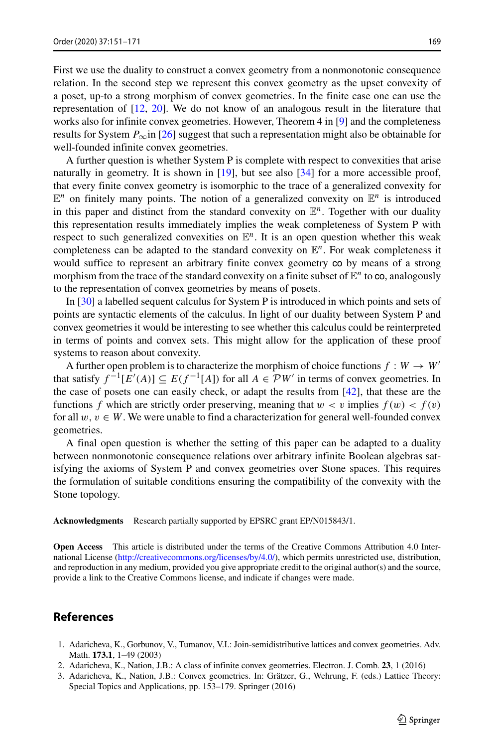First we use the duality to construct a convex geometry from a nonmonotonic consequence relation. In the second step we represent this convex geometry as the upset convexity of a poset, up-to a strong morphism of convex geometries. In the finite case one can use the representation of [12, 20]. We do not know of an analogous result in the literature that works also for infinite convex geometries. However, Theorem 4 in [9] and the completeness results for System $P_\infty$in [26] suggest that such a representation might also be obtainable for well-founded infinite convex geometries.

A further question is whether System P is complete with respect to convexities that arise naturally in geometry. It is shown in [19], but see also [34] for a more accessible proof, that every finite convex geometry is isomorphic to the trace of a generalized convexity for $\mathbb{E}^n$ on finitely many points. The notion of a generalized convexity on $\mathbb{E}^n$ is introduced in this paper and distinct from the standard convexity on $\mathbb{E}^n$. Together with our duality this representation results immediately implies the weak completeness of System P with respect to such generalized convexities on $\mathbb{E}^n$. It is an open question whether this weak completeness can be adapted to the standard convexity on $\mathbb{E}^n$. For weak completeness it would suffice to represent an arbitrary finite convex geometry $\mathsf{co}$ by means of a strong morphism from the trace of the standard convexity on a finite subset of $\mathbb{E}^n$ to $\mathsf{co}$, analogously to the representation of convex geometries by means of posets.

In [30] a labelled sequent calculus for System P is introduced in which points and sets of points are syntactic elements of the calculus. In light of our duality between System P and convex geometries it would be interesting to see whether this calculus could be reinterpreted in terms of points and convex sets. This might allow for the application of these proof systems to reason about convexity.

A further open problem is to characterize the morphism of choice functions $f : W \to W'$ that satisfy $f^{-1}[E'(A)] \subseteq E(f^{-1}[A])$ for all $A \in \mathcal{P}W'$ in terms of convex geometries. In the case of posets one can easily check, or adapt the results from [42], that these are the functions $f$ which are strictly order preserving, meaning that $w < v$ implies $f(w) < f(v)$ for all $w, v \in W$. We were unable to find a characterization for general well-founded convex geometries.

A final open question is whether the setting of this paper can be adapted to a duality between nonmonotonic consequence relations over arbitrary infinite Boolean algebras satisfying the axioms of System P and convex geometries over Stone spaces. This requires the formulation of suitable conditions ensuring the compatibility of the convexity with the Stone topology.

**Acknowledgments** Research partially supported by EPSRC grant EP/N015843/1.

**Open Access** This article is distributed under the terms of the Creative Commons Attribution 4.0 International License (http://creativecommons.org/licenses/by/4.0/), which permits unrestricted use, distribution, and reproduction in any medium, provided you give appropriate credit to the original author(s) and the source, provide a link to the Creative Commons license, and indicate if changes were made.

## References

1. Adaricheva, K., Gorbunov, V., Tumanov, V.I.: Join-semidistributive lattices and convex geometries. Adv. Math. **173.1**, 1–49 (2003)
2. Adaricheva, K., Nation, J.B.: A class of infinite convex geometries. Electron. J. Comb. **23**, 1 (2016)
3. Adaricheva, K., Nation, J.B.: Convex geometries. In: Grätzer, G., Wehrung, F. (eds.) Lattice Theory: Special Topics and Applications, pp. 153–179. Springer (2016)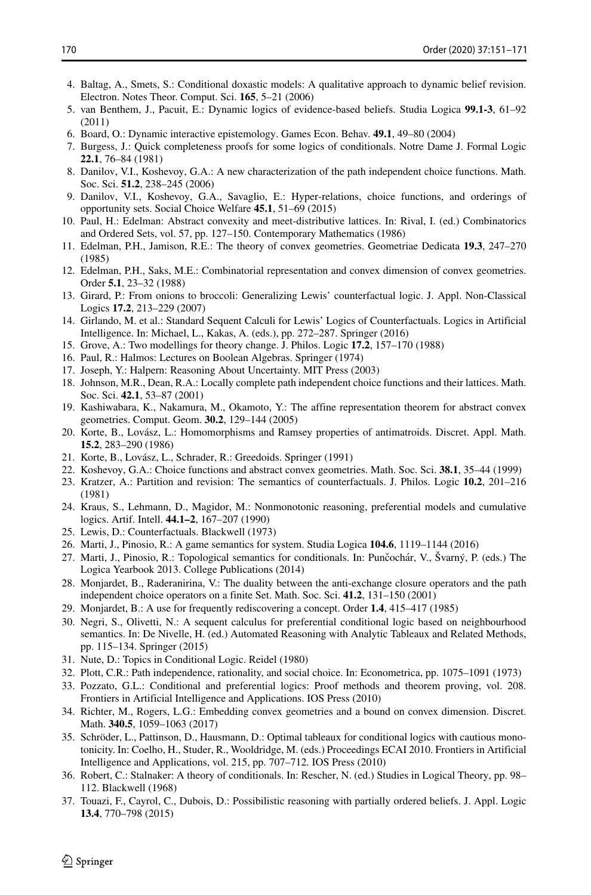4. Baltag, A., Smets, S.: Conditional doxastic models: A qualitative approach to dynamic belief revision. Electron. Notes Theor. Comput. Sci. **165**, 5–21 (2006)
5. van Benthem, J., Pacuit, E.: Dynamic logics of evidence-based beliefs. Studia Logica **99.1-3**, 61–92 (2011)
6. Board, O.: Dynamic interactive epistemology. Games Econ. Behav. **49.1**, 49–80 (2004)
7. Burgess, J.: Quick completeness proofs for some logics of conditionals. Notre Dame J. Formal Logic **22.1**, 76–84 (1981)
8. Danilov, V.I., Koshevoy, G.A.: A new characterization of the path independent choice functions. Math. Soc. Sci. **51.2**, 238–245 (2006)
9. Danilov, V.I., Koshevoy, G.A., Savaglio, E.: Hyper-relations, choice functions, and orderings of opportunity sets. Social Choice Welfare **45.1**, 51–69 (2015)
10. Paul, H.: Edelman: Abstract convexity and meet-distributive lattices. In: Rival, I. (ed.) Combinatorics and Ordered Sets, vol. 57, pp. 127–150. Contemporary Mathematics (1986)
11. Edelman, P.H., Jamison, R.E.: The theory of convex geometries. Geometriae Dedicata **19.3**, 247–270 (1985)
12. Edelman, P.H., Saks, M.E.: Combinatorial representation and convex dimension of convex geometries. Order **5.1**, 23–32 (1988)
13. Girard, P.: From onions to broccoli: Generalizing Lewis' counterfactual logic. J. Appl. Non-Classical Logics **17.2**, 213–229 (2007)
14. Girlando, M. et al.: Standard Sequent Calculi for Lewis' Logics of Counterfactuals. Logics in Artificial Intelligence. In: Michael, L., Kakas, A. (eds.), pp. 272–287. Springer (2016)
15. Grove, A.: Two modellings for theory change. J. Philos. Logic **17.2**, 157–170 (1988)
16. Paul, R.: Halmos: Lectures on Boolean Algebras. Springer (1974)
17. Joseph, Y.: Halpern: Reasoning About Uncertainty. MIT Press (2003)
18. Johnson, M.R., Dean, R.A.: Locally complete path independent choice functions and their lattices. Math. Soc. Sci. **42.1**, 53–87 (2001)
19. Kashiwabara, K., Nakamura, M., Okamoto, Y.: The affine representation theorem for abstract convex geometries. Comput. Geom. **30.2**, 129–144 (2005)
20. Korte, B., Lovász, L.: Homomorphisms and Ramsey properties of antimatroids. Discret. Appl. Math. **15.2**, 283–290 (1986)
21. Korte, B., Lovász, L., Schrader, R.: Greedoids. Springer (1991)
22. Koshevoy, G.A.: Choice functions and abstract convex geometries. Math. Soc. Sci. **38.1**, 35–44 (1999)
23. Kratzer, A.: Partition and revision: The semantics of counterfactuals. J. Philos. Logic **10.2**, 201–216 (1981)
24. Kraus, S., Lehmann, D., Magidor, M.: Nonmonotonic reasoning, preferential models and cumulative logics. Artif. Intell. **44.1–2**, 167–207 (1990)
25. Lewis, D.: Counterfactuals. Blackwell (1973)
26. Marti, J., Pinosio, R.: A game semantics for system. Studia Logica **104.6**, 1119–1144 (2016)
27. Marti, J., Pinosio, R.: Topological semantics for conditionals. In: Punčochár, V., Švarný, P. (eds.) The Logica Yearbook 2013. College Publications (2014)
28. Monjardet, B., Raderanirina, V.: The duality between the anti-exchange closure operators and the path independent choice operators on a finite Set. Math. Soc. Sci. **41.2**, 131–150 (2001)
29. Monjardet, B.: A use for frequently rediscovering a concept. Order **1.4**, 415–417 (1985)
30. Negri, S., Olivetti, N.: A sequent calculus for preferential conditional logic based on neighbourhood semantics. In: De Nivelle, H. (ed.) Automated Reasoning with Analytic Tableaux and Related Methods, pp. 115–134. Springer (2015)
31. Nute, D.: Topics in Conditional Logic. Reidel (1980)
32. Plott, C.R.: Path independence, rationality, and social choice. In: Econometrica, pp. 1075–1091 (1973)
33. Pozzato, G.L.: Conditional and preferential logics: Proof methods and theorem proving, vol. 208. Frontiers in Artificial Intelligence and Applications. IOS Press (2010)
34. Richter, M., Rogers, L.G.: Embedding convex geometries and a bound on convex dimension. Discret. Math. **340.5**, 1059–1063 (2017)
35. Schröder, L., Pattinson, D., Hausmann, D.: Optimal tableaux for conditional logics with cautious monotonicity. In: Coelho, H., Studer, R., Wooldridge, M. (eds.) Proceedings ECAI 2010. Frontiers in Artificial Intelligence and Applications, vol. 215, pp. 707–712. IOS Press (2010)
36. Robert, C.: Stalnaker: A theory of conditionals. In: Rescher, N. (ed.) Studies in Logical Theory, pp. 98–112. Blackwell (1968)
37. Touazi, F., Cayrol, C., Dubois, D.: Possibilistic reasoning with partially ordered beliefs. J. Appl. Logic **13.4**, 770–798 (2015)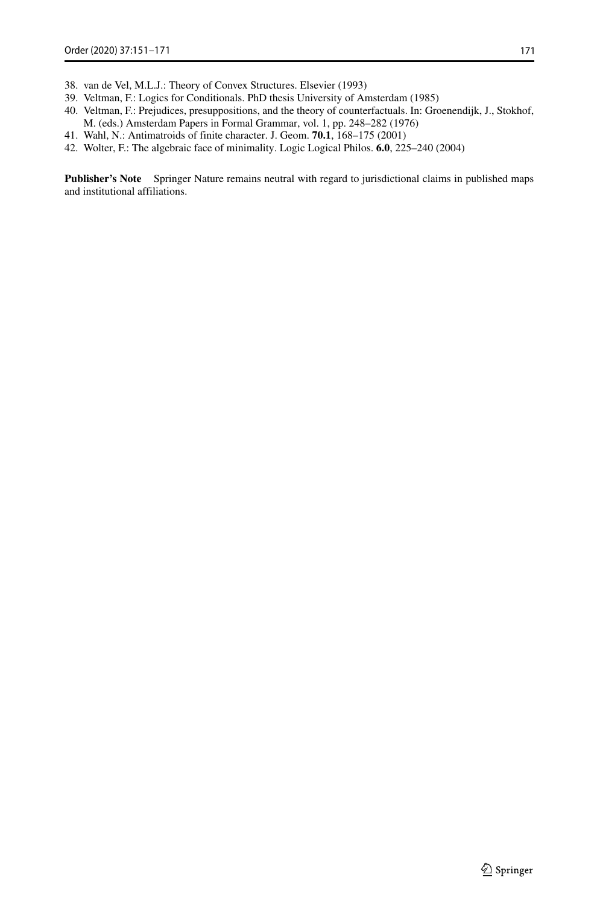38. van de Vel, M.L.J.: Theory of Convex Structures. Elsevier (1993)
39. Veltman, F.: Logics for Conditionals. PhD thesis University of Amsterdam (1985)
40. Veltman, F.: Prejudices, presuppositions, and the theory of counterfactuals. In: Groenendijk, J., Stokhof, M. (eds.) Amsterdam Papers in Formal Grammar, vol. 1, pp. 248–282 (1976)
41. Wahl, N.: Antimatroids of finite character. J. Geom. **70.1**, 168–175 (2001)
42. Wolter, F.: The algebraic face of minimality. Logic Logical Philos. **6.0**, 225–240 (2004)

**Publisher's Note** Springer Nature remains neutral with regard to jurisdictional claims in published maps and institutional affiliations.